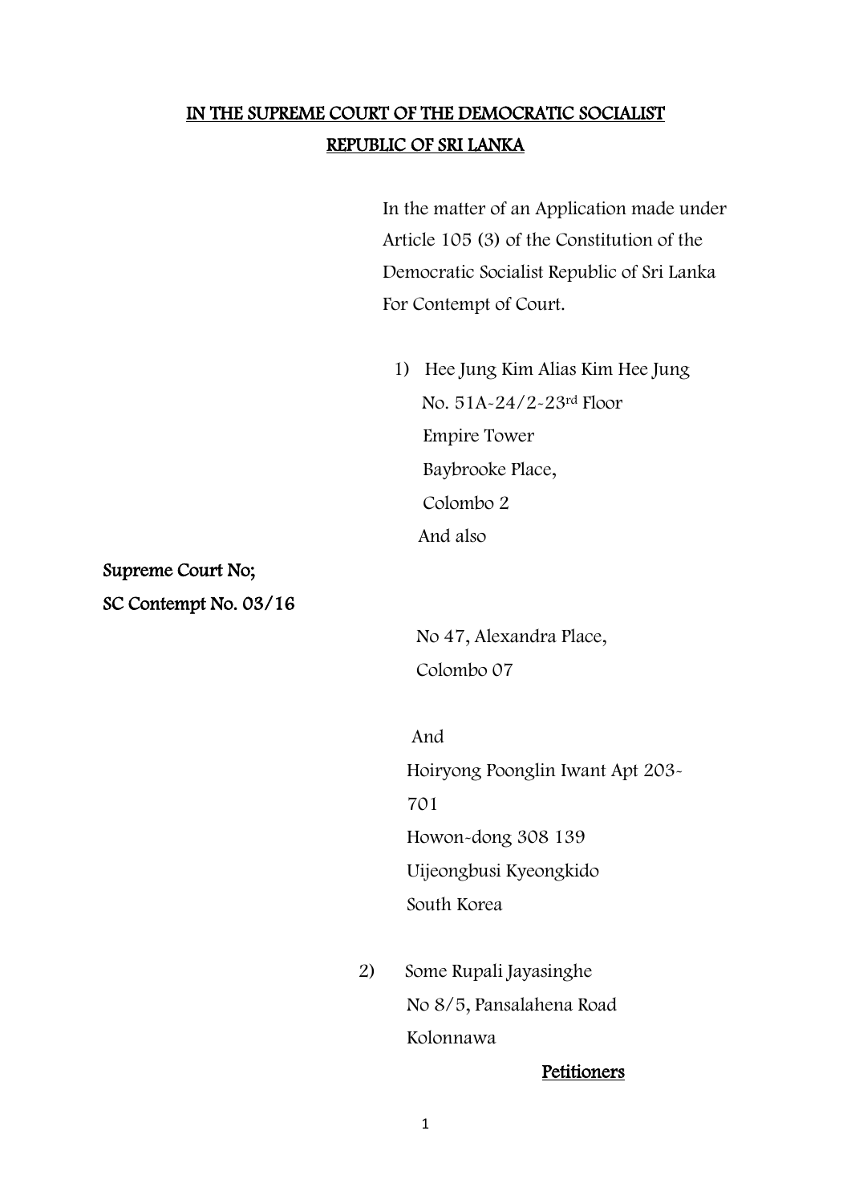# IN THE SUPREME COURT OF THE DEMOCRATIC SOCIALIST REPUBLIC OF SRI LANKA

In the matter of an Application made under Article 105 (3) of the Constitution of the Democratic Socialist Republic of Sri Lanka For Contempt of Court.

**Supreme Court No;**
**SC Contempt No. 03/16**

1) Hee Jung Kim Alias Kim Hee Jung
   No. 51A-24/2-23rd Floor
   Empire Tower
   Baybrooke Place,
   Colombo 2
   And also

   No 47, Alexandra Place,
   Colombo 07

   And
   Hoiryong Poonglin Iwant Apt 203-701
   Howon-dong 308 139
   Uijeongbusi Kyeongkido
   South Korea

2) Some Rupali Jayasinghe
   No 8/5, Pansalahena Road
   Kolonnawa

**Petitioners**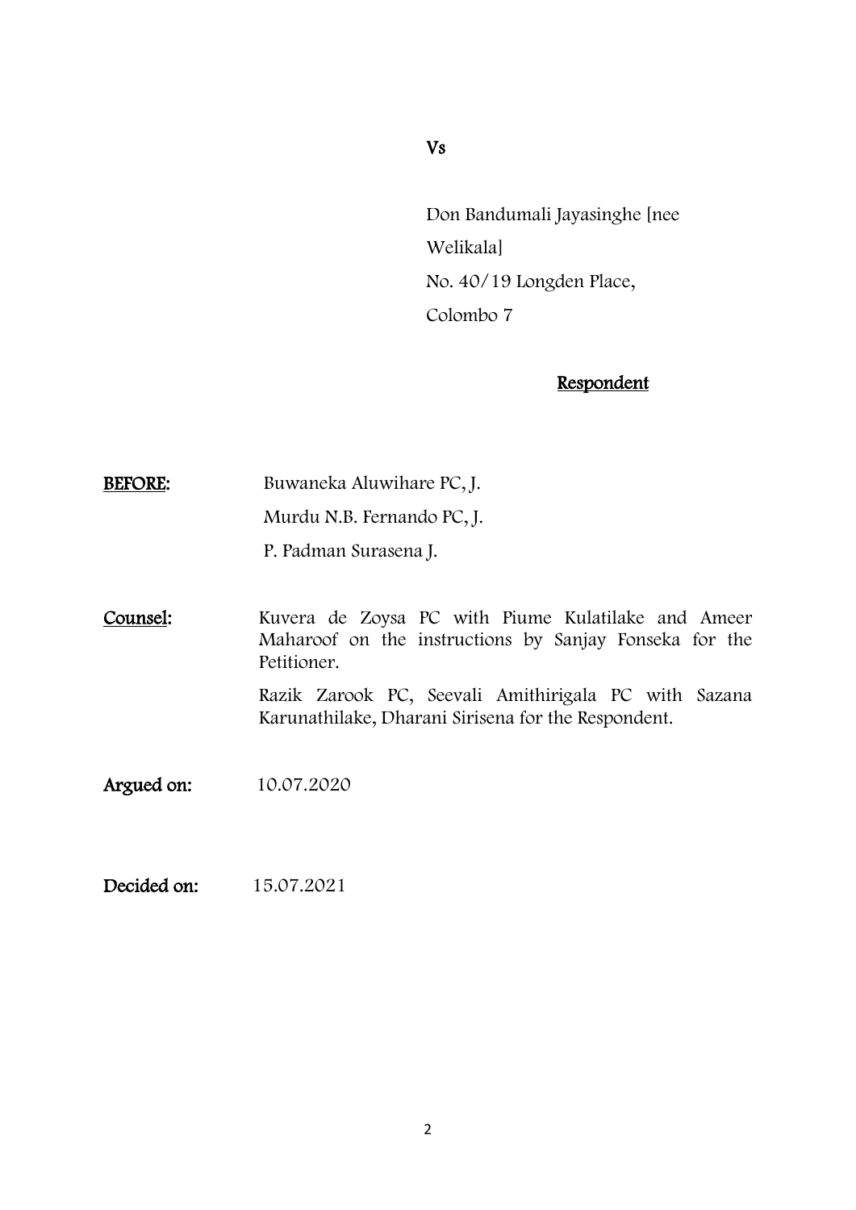Vs

Don Bandumali Jayasinghe [nee Welikala]
No. 40/19 Longden Place,
Colombo 7

**Respondent**

**BEFORE:** Buwaneka Aluwihare PC, J.
Murdu N.B. Fernando PC, J.
P. Padman Surasena J.

**Counsel:** Kuvera de Zoysa PC with Piume Kulatilake and Ameer Maharoof on the instructions by Sanjay Fonseka for the Petitioner.

Razik Zarook PC, Seevali Amithirigala PC with Sazana Karunathilake, Dharani Sirisena for the Respondent.

**Argued on:** 10.07.2020

**Decided on:** 15.07.2021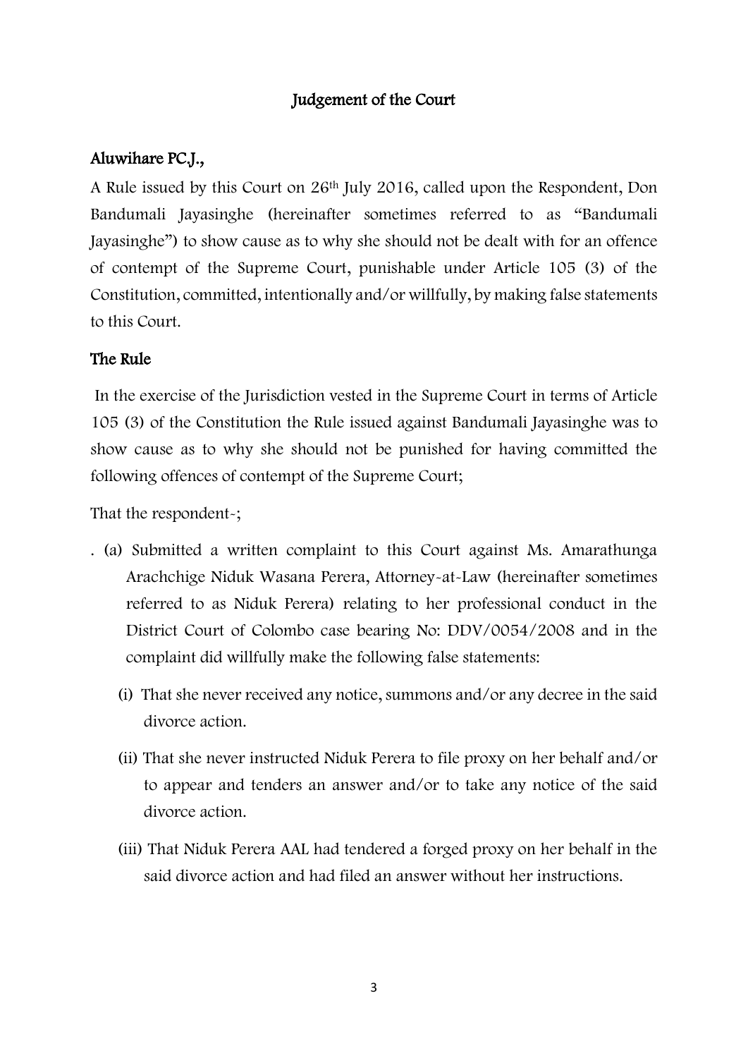## Judgement of the Court

### Aluwihare PC.J.,

A Rule issued by this Court on 26th July 2016, called upon the Respondent, Don Bandumali Jayasinghe (hereinafter sometimes referred to as "Bandumali Jayasinghe") to show cause as to why she should not be dealt with for an offence of contempt of the Supreme Court, punishable under Article 105 (3) of the Constitution, committed, intentionally and/or willfully, by making false statements to this Court.

### The Rule

In the exercise of the Jurisdiction vested in the Supreme Court in terms of Article 105 (3) of the Constitution the Rule issued against Bandumali Jayasinghe was to show cause as to why she should not be punished for having committed the following offences of contempt of the Supreme Court;

That the respondent-;

. (a) Submitted a written complaint to this Court against Ms. Amarathunga Arachchige Niduk Wasana Perera, Attorney-at-Law (hereinafter sometimes referred to as Niduk Perera) relating to her professional conduct in the District Court of Colombo case bearing No: DDV/0054/2008 and in the complaint did willfully make the following false statements:

  (i) That she never received any notice, summons and/or any decree in the said divorce action.

  (ii) That she never instructed Niduk Perera to file proxy on her behalf and/or to appear and tenders an answer and/or to take any notice of the said divorce action.

  (iii) That Niduk Perera AAL had tendered a forged proxy on her behalf in the said divorce action and had filed an answer without her instructions.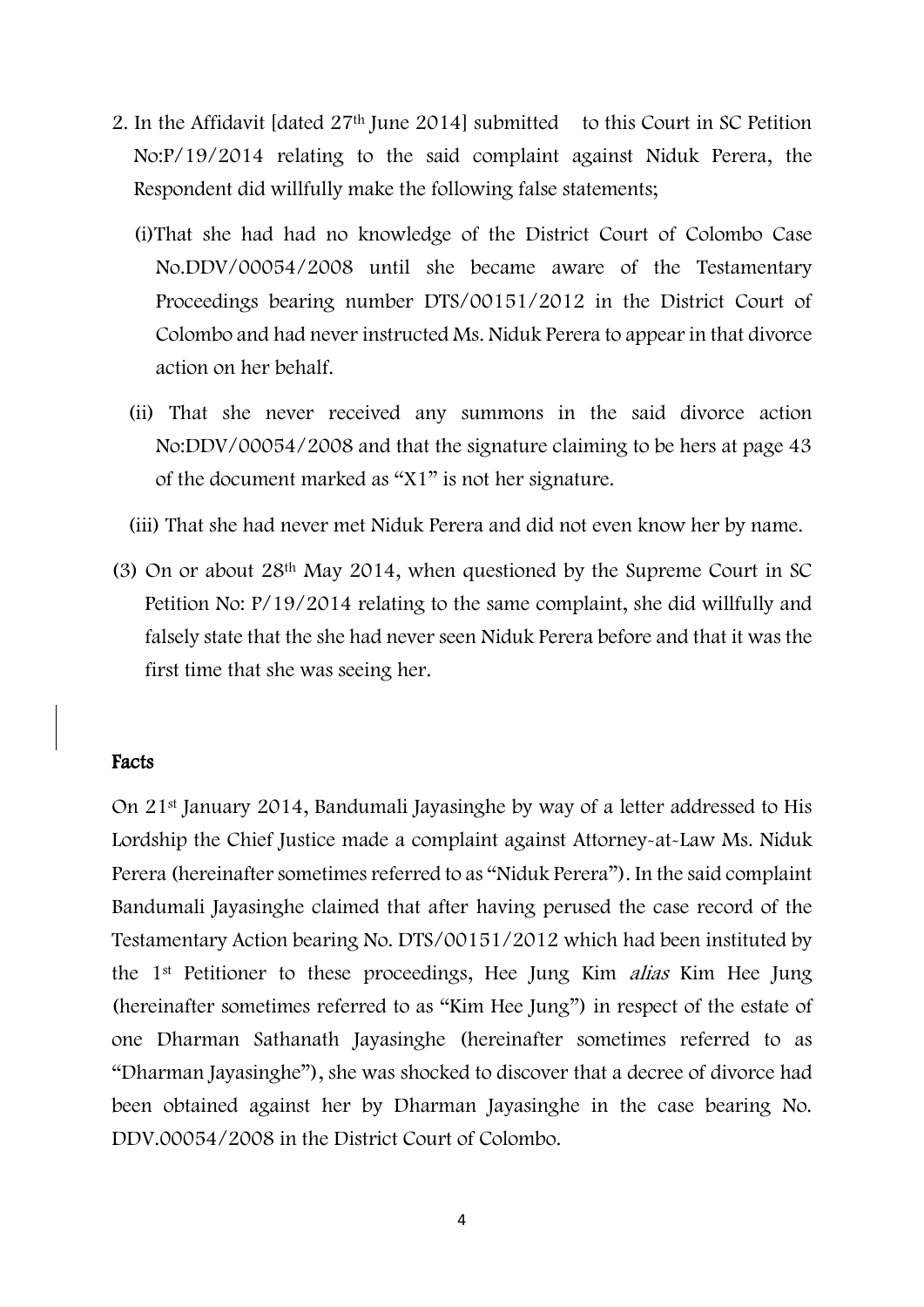2. In the Affidavit [dated 27th June 2014] submitted to this Court in SC Petition No:P/19/2014 relating to the said complaint against Niduk Perera, the Respondent did willfully make the following false statements;

   (i) That she had had no knowledge of the District Court of Colombo Case No.DDV/00054/2008 until she became aware of the Testamentary Proceedings bearing number DTS/00151/2012 in the District Court of Colombo and had never instructed Ms. Niduk Perera to appear in that divorce action on her behalf.

   (ii) That she never received any summons in the said divorce action No:DDV/00054/2008 and that the signature claiming to be hers at page 43 of the document marked as "X1" is not her signature.

   (iii) That she had never met Niduk Perera and did not even know her by name.

(3) On or about 28th May 2014, when questioned by the Supreme Court in SC Petition No: P/19/2014 relating to the same complaint, she did willfully and falsely state that the she had never seen Niduk Perera before and that it was the first time that she was seeing her.

**Facts**

On 21st January 2014, Bandumali Jayasinghe by way of a letter addressed to His Lordship the Chief Justice made a complaint against Attorney-at-Law Ms. Niduk Perera (hereinafter sometimes referred to as "Niduk Perera"). In the said complaint Bandumali Jayasinghe claimed that after having perused the case record of the Testamentary Action bearing No. DTS/00151/2012 which had been instituted by the 1st Petitioner to these proceedings, Hee Jung Kim *alias* Kim Hee Jung (hereinafter sometimes referred to as "Kim Hee Jung") in respect of the estate of one Dharman Sathanath Jayasinghe (hereinafter sometimes referred to as "Dharman Jayasinghe"), she was shocked to discover that a decree of divorce had been obtained against her by Dharman Jayasinghe in the case bearing No. DDV.00054/2008 in the District Court of Colombo.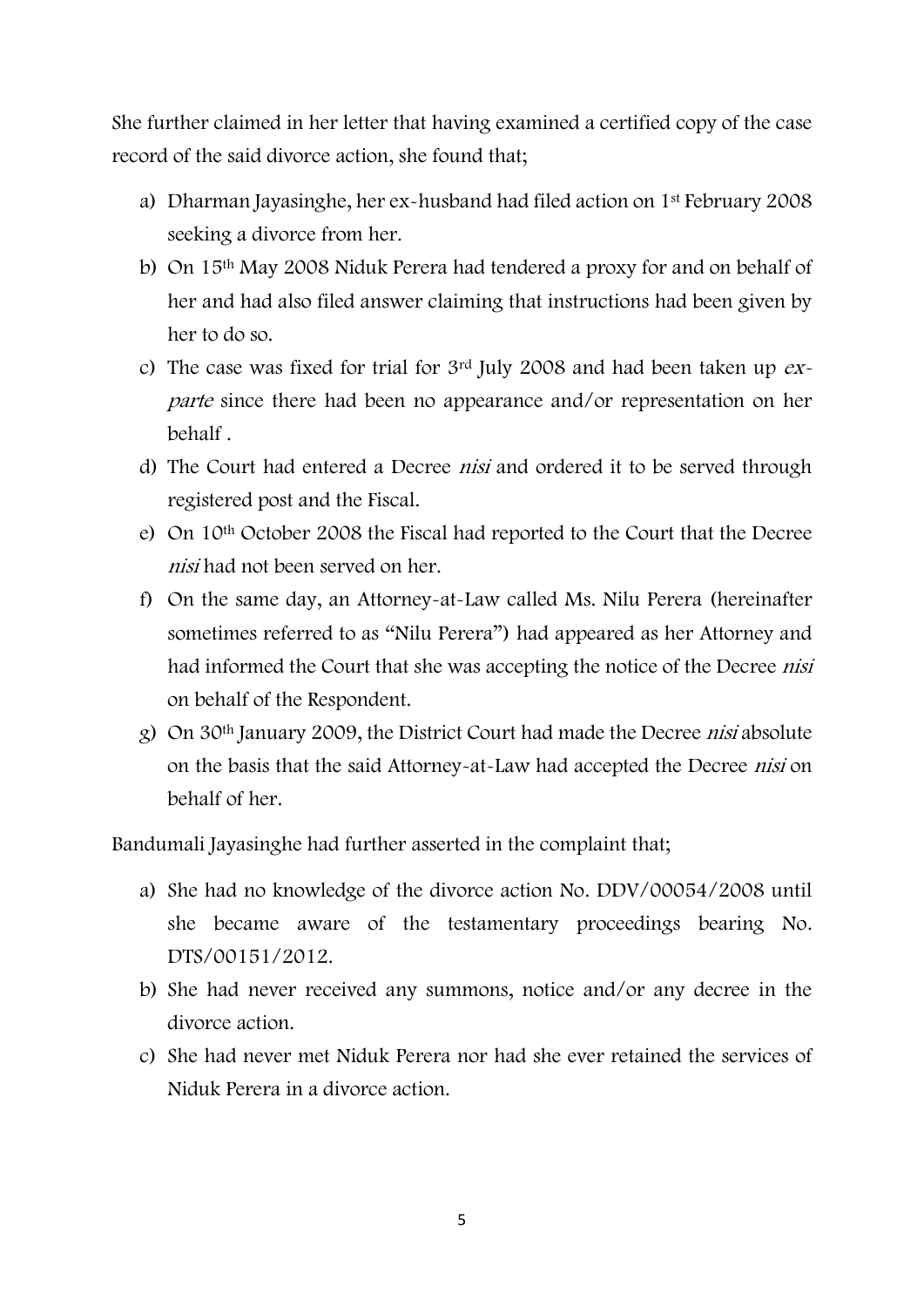She further claimed in her letter that having examined a certified copy of the case record of the said divorce action, she found that;

a) Dharman Jayasinghe, her ex-husband had filed action on 1st February 2008 seeking a divorce from her.
b) On 15th May 2008 Niduk Perera had tendered a proxy for and on behalf of her and had also filed answer claiming that instructions had been given by her to do so.
c) The case was fixed for trial for 3rd July 2008 and had been taken up *ex-parte* since there had been no appearance and/or representation on her behalf .
d) The Court had entered a Decree *nisi* and ordered it to be served through registered post and the Fiscal.
e) On 10th October 2008 the Fiscal had reported to the Court that the Decree *nisi* had not been served on her.
f) On the same day, an Attorney-at-Law called Ms. Nilu Perera (hereinafter sometimes referred to as "Nilu Perera") had appeared as her Attorney and had informed the Court that she was accepting the notice of the Decree *nisi* on behalf of the Respondent.
g) On 30th January 2009, the District Court had made the Decree *nisi* absolute on the basis that the said Attorney-at-Law had accepted the Decree *nisi* on behalf of her.

Bandumali Jayasinghe had further asserted in the complaint that;

a) She had no knowledge of the divorce action No. DDV/00054/2008 until she became aware of the testamentary proceedings bearing No. DTS/00151/2012.
b) She had never received any summons, notice and/or any decree in the divorce action.
c) She had never met Niduk Perera nor had she ever retained the services of Niduk Perera in a divorce action.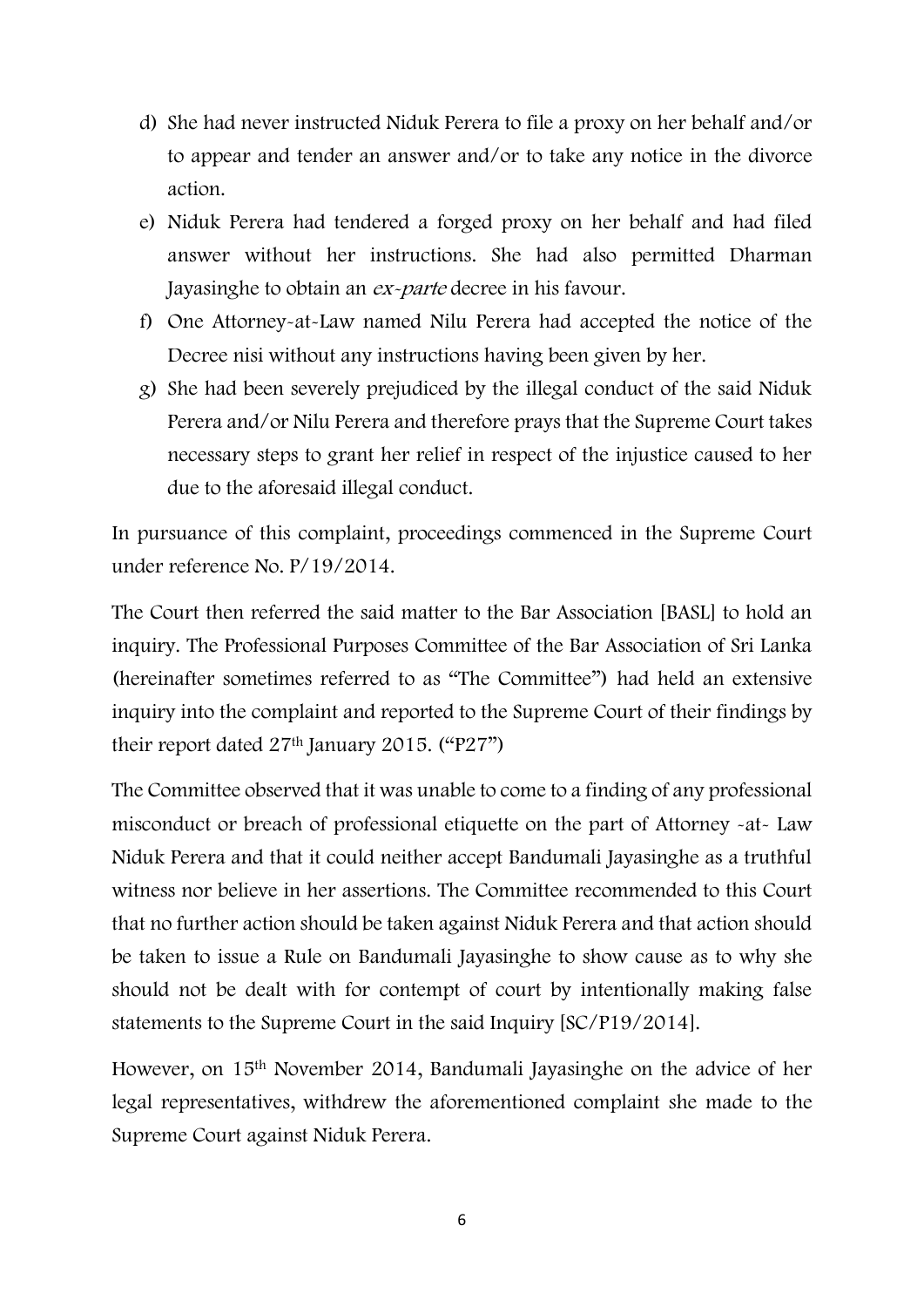d) She had never instructed Niduk Perera to file a proxy on her behalf and/or to appear and tender an answer and/or to take any notice in the divorce action.

e) Niduk Perera had tendered a forged proxy on her behalf and had filed answer without her instructions. She had also permitted Dharman Jayasinghe to obtain an *ex-parte* decree in his favour.

f) One Attorney-at-Law named Nilu Perera had accepted the notice of the Decree nisi without any instructions having been given by her.

g) She had been severely prejudiced by the illegal conduct of the said Niduk Perera and/or Nilu Perera and therefore prays that the Supreme Court takes necessary steps to grant her relief in respect of the injustice caused to her due to the aforesaid illegal conduct.

In pursuance of this complaint, proceedings commenced in the Supreme Court under reference No. P/19/2014.

The Court then referred the said matter to the Bar Association [BASL] to hold an inquiry. The Professional Purposes Committee of the Bar Association of Sri Lanka (hereinafter sometimes referred to as "The Committee") had held an extensive inquiry into the complaint and reported to the Supreme Court of their findings by their report dated 27th January 2015. ("P27")

The Committee observed that it was unable to come to a finding of any professional misconduct or breach of professional etiquette on the part of Attorney -at- Law Niduk Perera and that it could neither accept Bandumali Jayasinghe as a truthful witness nor believe in her assertions. The Committee recommended to this Court that no further action should be taken against Niduk Perera and that action should be taken to issue a Rule on Bandumali Jayasinghe to show cause as to why she should not be dealt with for contempt of court by intentionally making false statements to the Supreme Court in the said Inquiry [SC/P19/2014].

However, on 15th November 2014, Bandumali Jayasinghe on the advice of her legal representatives, withdrew the aforementioned complaint she made to the Supreme Court against Niduk Perera.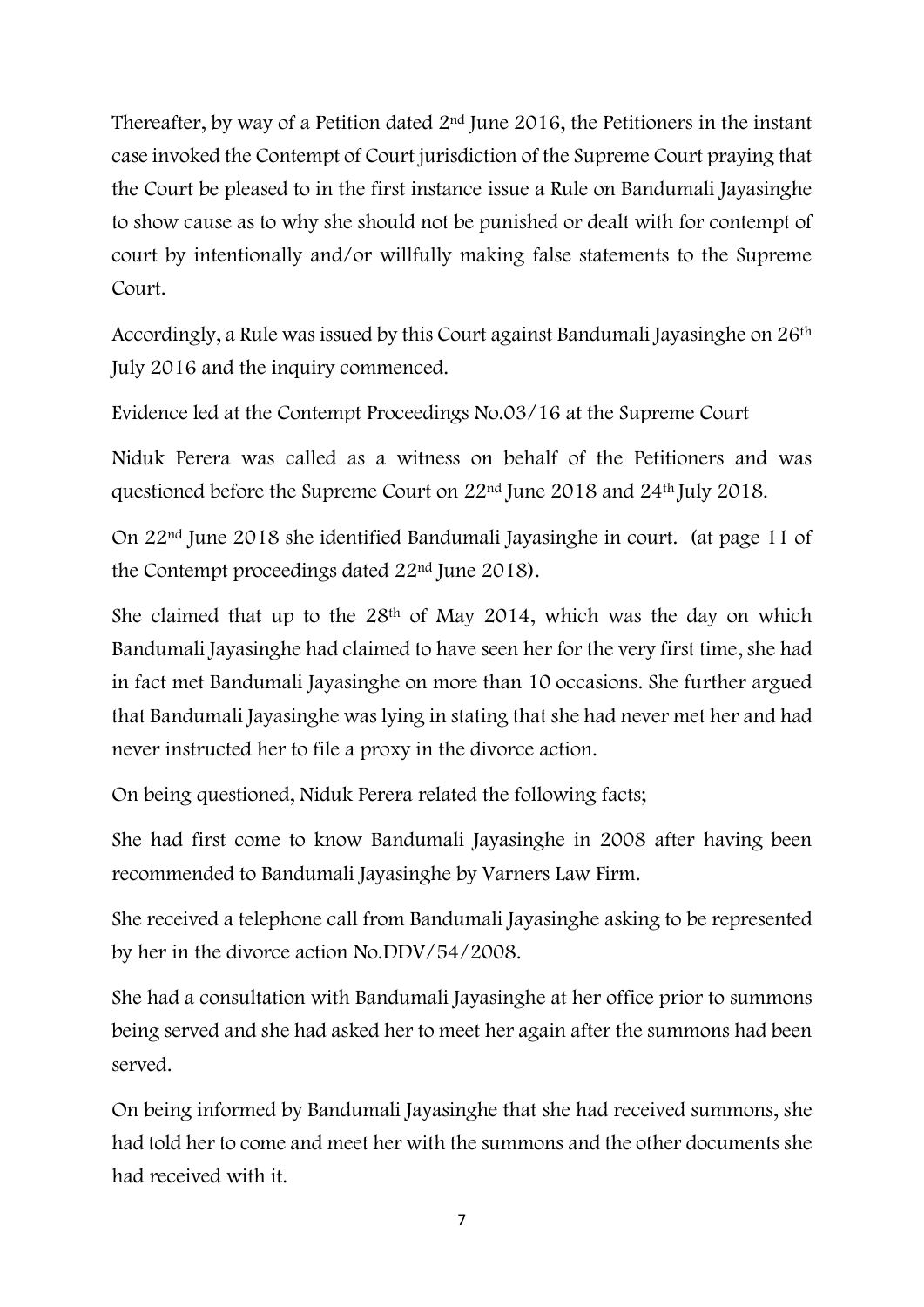Thereafter, by way of a Petition dated 2nd June 2016, the Petitioners in the instant case invoked the Contempt of Court jurisdiction of the Supreme Court praying that the Court be pleased to in the first instance issue a Rule on Bandumali Jayasinghe to show cause as to why she should not be punished or dealt with for contempt of court by intentionally and/or willfully making false statements to the Supreme Court.

Accordingly, a Rule was issued by this Court against Bandumali Jayasinghe on 26th July 2016 and the inquiry commenced.

Evidence led at the Contempt Proceedings No.03/16 at the Supreme Court

Niduk Perera was called as a witness on behalf of the Petitioners and was questioned before the Supreme Court on 22nd June 2018 and 24th July 2018.

On 22nd June 2018 she identified Bandumali Jayasinghe in court. (at page 11 of the Contempt proceedings dated 22nd June 2018).

She claimed that up to the 28th of May 2014, which was the day on which Bandumali Jayasinghe had claimed to have seen her for the very first time, she had in fact met Bandumali Jayasinghe on more than 10 occasions. She further argued that Bandumali Jayasinghe was lying in stating that she had never met her and had never instructed her to file a proxy in the divorce action.

On being questioned, Niduk Perera related the following facts;

She had first come to know Bandumali Jayasinghe in 2008 after having been recommended to Bandumali Jayasinghe by Varners Law Firm.

She received a telephone call from Bandumali Jayasinghe asking to be represented by her in the divorce action No.DDV/54/2008.

She had a consultation with Bandumali Jayasinghe at her office prior to summons being served and she had asked her to meet her again after the summons had been served.

On being informed by Bandumali Jayasinghe that she had received summons, she had told her to come and meet her with the summons and the other documents she had received with it.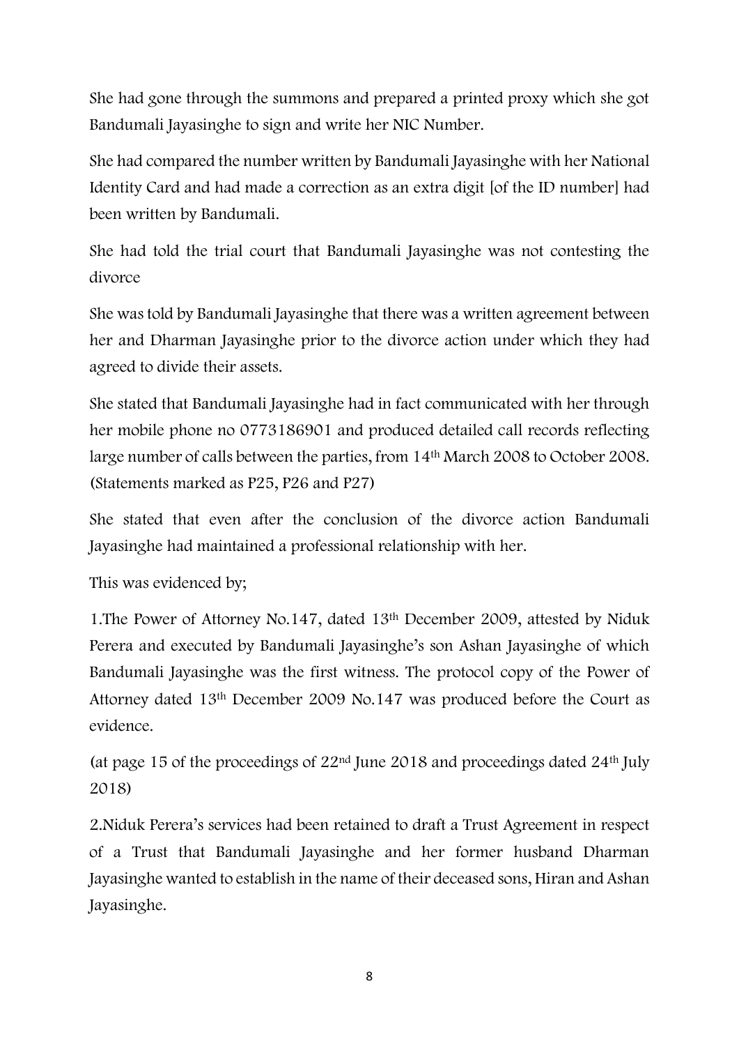She had gone through the summons and prepared a printed proxy which she got Bandumali Jayasinghe to sign and write her NIC Number.

She had compared the number written by Bandumali Jayasinghe with her National Identity Card and had made a correction as an extra digit [of the ID number] had been written by Bandumali.

She had told the trial court that Bandumali Jayasinghe was not contesting the divorce

She was told by Bandumali Jayasinghe that there was a written agreement between her and Dharman Jayasinghe prior to the divorce action under which they had agreed to divide their assets.

She stated that Bandumali Jayasinghe had in fact communicated with her through her mobile phone no 0773186901 and produced detailed call records reflecting large number of calls between the parties, from 14th March 2008 to October 2008. (Statements marked as P25, P26 and P27)

She stated that even after the conclusion of the divorce action Bandumali Jayasinghe had maintained a professional relationship with her.

This was evidenced by;

1.The Power of Attorney No.147, dated 13th December 2009, attested by Niduk Perera and executed by Bandumali Jayasinghe's son Ashan Jayasinghe of which Bandumali Jayasinghe was the first witness. The protocol copy of the Power of Attorney dated 13th December 2009 No.147 was produced before the Court as evidence.

(at page 15 of the proceedings of 22nd June 2018 and proceedings dated 24th July 2018)

2.Niduk Perera's services had been retained to draft a Trust Agreement in respect of a Trust that Bandumali Jayasinghe and her former husband Dharman Jayasinghe wanted to establish in the name of their deceased sons, Hiran and Ashan Jayasinghe.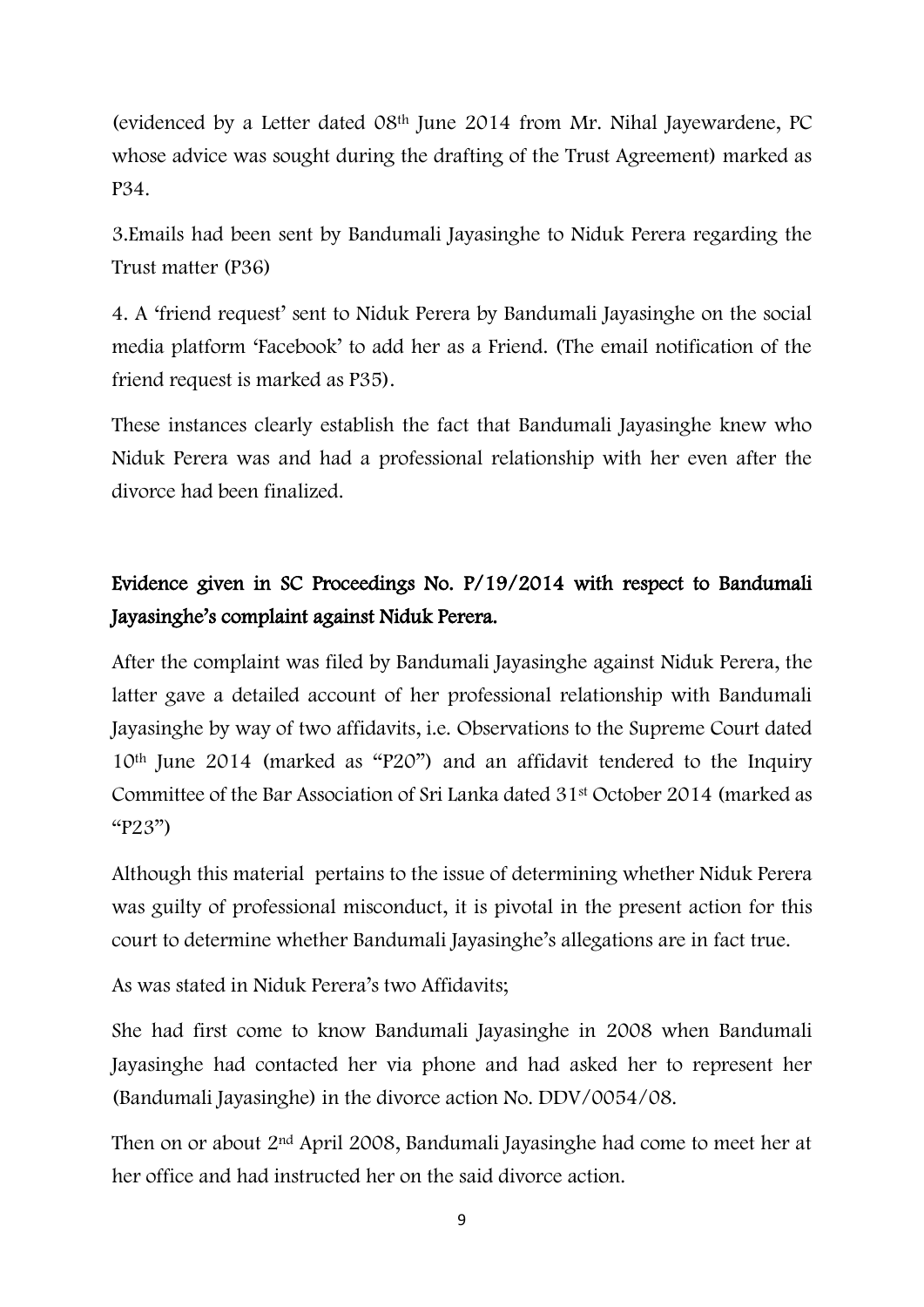(evidenced by a Letter dated 08th June 2014 from Mr. Nihal Jayewardene, PC whose advice was sought during the drafting of the Trust Agreement) marked as P34.

3.Emails had been sent by Bandumali Jayasinghe to Niduk Perera regarding the Trust matter (P36)

4. A 'friend request' sent to Niduk Perera by Bandumali Jayasinghe on the social media platform 'Facebook' to add her as a Friend. (The email notification of the friend request is marked as P35).

These instances clearly establish the fact that Bandumali Jayasinghe knew who Niduk Perera was and had a professional relationship with her even after the divorce had been finalized.

**Evidence given in SC Proceedings No. P/19/2014 with respect to Bandumali Jayasinghe's complaint against Niduk Perera.**

After the complaint was filed by Bandumali Jayasinghe against Niduk Perera, the latter gave a detailed account of her professional relationship with Bandumali Jayasinghe by way of two affidavits, i.e. Observations to the Supreme Court dated 10th June 2014 (marked as "P20") and an affidavit tendered to the Inquiry Committee of the Bar Association of Sri Lanka dated 31st October 2014 (marked as "P23")

Although this material pertains to the issue of determining whether Niduk Perera was guilty of professional misconduct, it is pivotal in the present action for this court to determine whether Bandumali Jayasinghe's allegations are in fact true.

As was stated in Niduk Perera's two Affidavits;

She had first come to know Bandumali Jayasinghe in 2008 when Bandumali Jayasinghe had contacted her via phone and had asked her to represent her (Bandumali Jayasinghe) in the divorce action No. DDV/0054/08.

Then on or about 2nd April 2008, Bandumali Jayasinghe had come to meet her at her office and had instructed her on the said divorce action.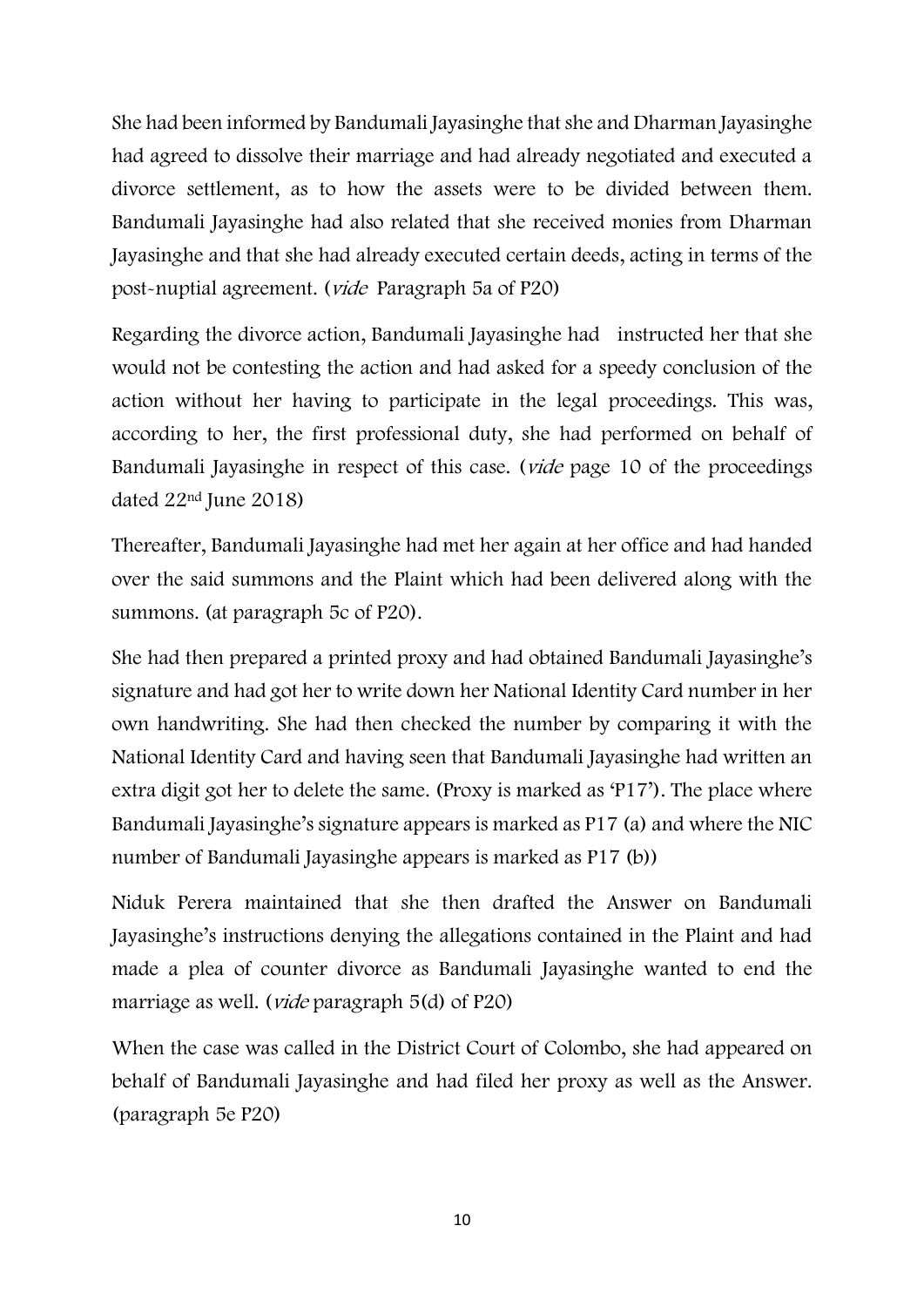She had been informed by Bandumali Jayasinghe that she and Dharman Jayasinghe had agreed to dissolve their marriage and had already negotiated and executed a divorce settlement, as to how the assets were to be divided between them. Bandumali Jayasinghe had also related that she received monies from Dharman Jayasinghe and that she had already executed certain deeds, acting in terms of the post-nuptial agreement. (*vide* Paragraph 5a of P20)

Regarding the divorce action, Bandumali Jayasinghe had instructed her that she would not be contesting the action and had asked for a speedy conclusion of the action without her having to participate in the legal proceedings. This was, according to her, the first professional duty, she had performed on behalf of Bandumali Jayasinghe in respect of this case. (*vide* page 10 of the proceedings dated 22nd June 2018)

Thereafter, Bandumali Jayasinghe had met her again at her office and had handed over the said summons and the Plaint which had been delivered along with the summons. (at paragraph 5c of P20).

She had then prepared a printed proxy and had obtained Bandumali Jayasinghe's signature and had got her to write down her National Identity Card number in her own handwriting. She had then checked the number by comparing it with the National Identity Card and having seen that Bandumali Jayasinghe had written an extra digit got her to delete the same. (Proxy is marked as 'P17'). The place where Bandumali Jayasinghe's signature appears is marked as P17 (a) and where the NIC number of Bandumali Jayasinghe appears is marked as P17 (b))

Niduk Perera maintained that she then drafted the Answer on Bandumali Jayasinghe's instructions denying the allegations contained in the Plaint and had made a plea of counter divorce as Bandumali Jayasinghe wanted to end the marriage as well. (*vide* paragraph 5(d) of P20)

When the case was called in the District Court of Colombo, she had appeared on behalf of Bandumali Jayasinghe and had filed her proxy as well as the Answer. (paragraph 5e P20)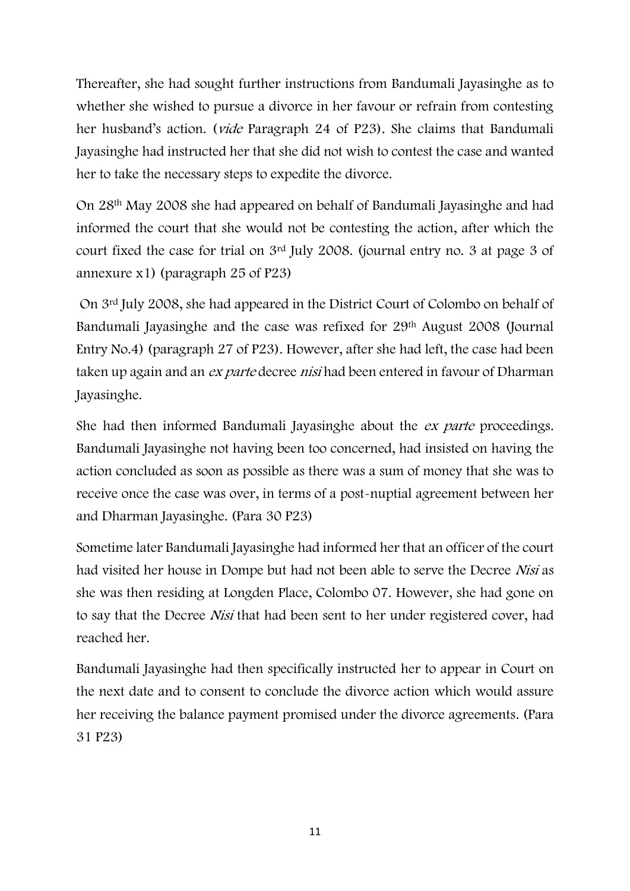Thereafter, she had sought further instructions from Bandumali Jayasinghe as to whether she wished to pursue a divorce in her favour or refrain from contesting her husband's action. (*vide* Paragraph 24 of P23). She claims that Bandumali Jayasinghe had instructed her that she did not wish to contest the case and wanted her to take the necessary steps to expedite the divorce.

On 28th May 2008 she had appeared on behalf of Bandumali Jayasinghe and had informed the court that she would not be contesting the action, after which the court fixed the case for trial on 3rd July 2008. (journal entry no. 3 at page 3 of annexure x1) (paragraph 25 of P23)

On 3rd July 2008, she had appeared in the District Court of Colombo on behalf of Bandumali Jayasinghe and the case was refixed for 29th August 2008 (Journal Entry No.4) (paragraph 27 of P23). However, after she had left, the case had been taken up again and an *ex parte* decree *nisi* had been entered in favour of Dharman Jayasinghe.

She had then informed Bandumali Jayasinghe about the *ex parte* proceedings. Bandumali Jayasinghe not having been too concerned, had insisted on having the action concluded as soon as possible as there was a sum of money that she was to receive once the case was over, in terms of a post-nuptial agreement between her and Dharman Jayasinghe. (Para 30 P23)

Sometime later Bandumali Jayasinghe had informed her that an officer of the court had visited her house in Dompe but had not been able to serve the Decree *Nisi* as she was then residing at Longden Place, Colombo 07. However, she had gone on to say that the Decree *Nisi* that had been sent to her under registered cover, had reached her.

Bandumali Jayasinghe had then specifically instructed her to appear in Court on the next date and to consent to conclude the divorce action which would assure her receiving the balance payment promised under the divorce agreements. (Para 31 P23)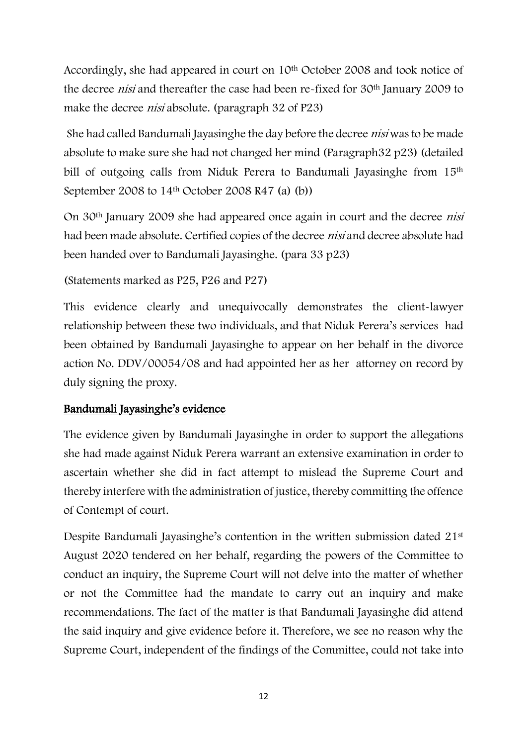Accordingly, she had appeared in court on 10th October 2008 and took notice of the decree *nisi* and thereafter the case had been re-fixed for 30th January 2009 to make the decree *nisi* absolute. (paragraph 32 of P23)

She had called Bandumali Jayasinghe the day before the decree *nisi* was to be made absolute to make sure she had not changed her mind (Paragraph32 p23) (detailed bill of outgoing calls from Niduk Perera to Bandumali Jayasinghe from 15th September 2008 to 14th October 2008 R47 (a) (b))

On 30th January 2009 she had appeared once again in court and the decree *nisi* had been made absolute. Certified copies of the decree *nisi* and decree absolute had been handed over to Bandumali Jayasinghe. (para 33 p23)

(Statements marked as P25, P26 and P27)

This evidence clearly and unequivocally demonstrates the client-lawyer relationship between these two individuals, and that Niduk Perera's services had been obtained by Bandumali Jayasinghe to appear on her behalf in the divorce action No. DDV/00054/08 and had appointed her as her attorney on record by duly signing the proxy.

## Bandumali Jayasinghe's evidence

The evidence given by Bandumali Jayasinghe in order to support the allegations she had made against Niduk Perera warrant an extensive examination in order to ascertain whether she did in fact attempt to mislead the Supreme Court and thereby interfere with the administration of justice, thereby committing the offence of Contempt of court.

Despite Bandumali Jayasinghe's contention in the written submission dated 21st August 2020 tendered on her behalf, regarding the powers of the Committee to conduct an inquiry, the Supreme Court will not delve into the matter of whether or not the Committee had the mandate to carry out an inquiry and make recommendations. The fact of the matter is that Bandumali Jayasinghe did attend the said inquiry and give evidence before it. Therefore, we see no reason why the Supreme Court, independent of the findings of the Committee, could not take into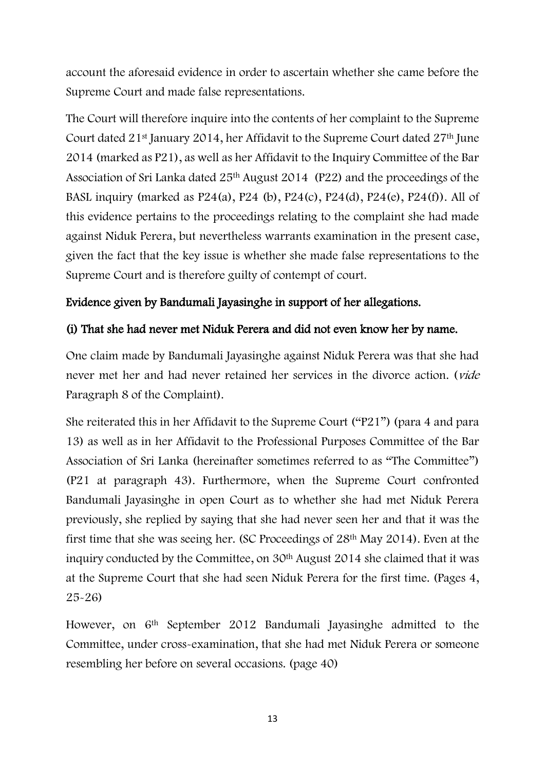account the aforesaid evidence in order to ascertain whether she came before the Supreme Court and made false representations.

The Court will therefore inquire into the contents of her complaint to the Supreme Court dated 21st January 2014, her Affidavit to the Supreme Court dated 27th June 2014 (marked as P21), as well as her Affidavit to the Inquiry Committee of the Bar Association of Sri Lanka dated 25th August 2014 (P22) and the proceedings of the BASL inquiry (marked as P24(a), P24 (b), P24(c), P24(d), P24(e), P24(f)). All of this evidence pertains to the proceedings relating to the complaint she had made against Niduk Perera, but nevertheless warrants examination in the present case, given the fact that the key issue is whether she made false representations to the Supreme Court and is therefore guilty of contempt of court.

**Evidence given by Bandumali Jayasinghe in support of her allegations.**

**(i) That she had never met Niduk Perera and did not even know her by name.**

One claim made by Bandumali Jayasinghe against Niduk Perera was that she had never met her and had never retained her services in the divorce action. (*vide* Paragraph 8 of the Complaint).

She reiterated this in her Affidavit to the Supreme Court ("P21") (para 4 and para 13) as well as in her Affidavit to the Professional Purposes Committee of the Bar Association of Sri Lanka (hereinafter sometimes referred to as "The Committee") (P21 at paragraph 43). Furthermore, when the Supreme Court confronted Bandumali Jayasinghe in open Court as to whether she had met Niduk Perera previously, she replied by saying that she had never seen her and that it was the first time that she was seeing her. (SC Proceedings of 28th May 2014). Even at the inquiry conducted by the Committee, on 30th August 2014 she claimed that it was at the Supreme Court that she had seen Niduk Perera for the first time. (Pages 4, 25-26)

However, on 6th September 2012 Bandumali Jayasinghe admitted to the Committee, under cross-examination, that she had met Niduk Perera or someone resembling her before on several occasions. (page 40)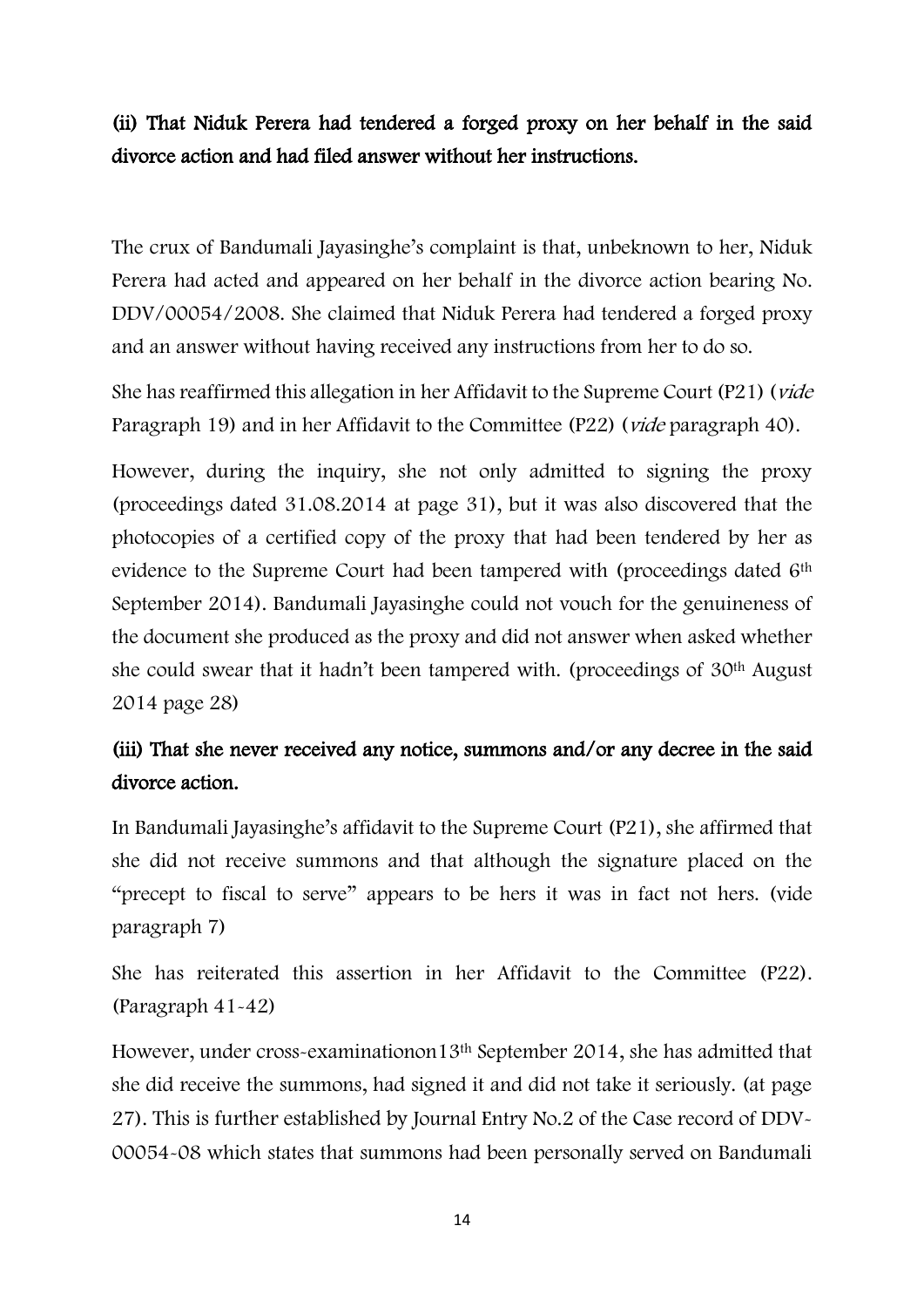**(ii) That Niduk Perera had tendered a forged proxy on her behalf in the said divorce action and had filed answer without her instructions.**

The crux of Bandumali Jayasinghe's complaint is that, unbeknown to her, Niduk Perera had acted and appeared on her behalf in the divorce action bearing No. DDV/00054/2008. She claimed that Niduk Perera had tendered a forged proxy and an answer without having received any instructions from her to do so.

She has reaffirmed this allegation in her Affidavit to the Supreme Court (P21) (*vide* Paragraph 19) and in her Affidavit to the Committee (P22) (*vide* paragraph 40).

However, during the inquiry, she not only admitted to signing the proxy (proceedings dated 31.08.2014 at page 31), but it was also discovered that the photocopies of a certified copy of the proxy that had been tendered by her as evidence to the Supreme Court had been tampered with (proceedings dated 6th September 2014). Bandumali Jayasinghe could not vouch for the genuineness of the document she produced as the proxy and did not answer when asked whether she could swear that it hadn't been tampered with. (proceedings of 30th August 2014 page 28)

**(iii) That she never received any notice, summons and/or any decree in the said divorce action.**

In Bandumali Jayasinghe's affidavit to the Supreme Court (P21), she affirmed that she did not receive summons and that although the signature placed on the "precept to fiscal to serve" appears to be hers it was in fact not hers. (vide paragraph 7)

She has reiterated this assertion in her Affidavit to the Committee (P22). (Paragraph 41-42)

However, under cross-examinationon13th September 2014, she has admitted that she did receive the summons, had signed it and did not take it seriously. (at page 27). This is further established by Journal Entry No.2 of the Case record of DDV-00054-08 which states that summons had been personally served on Bandumali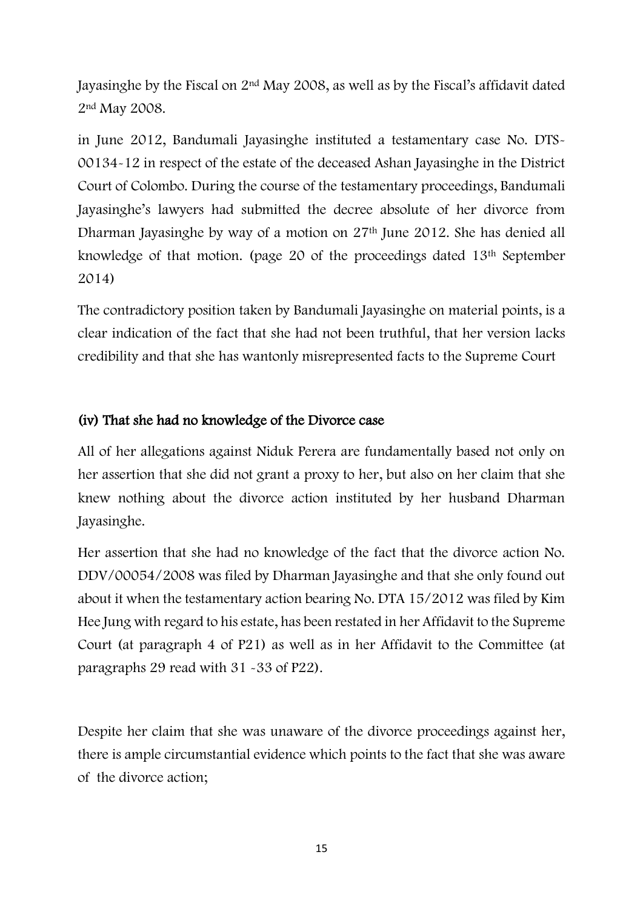Jayasinghe by the Fiscal on 2nd May 2008, as well as by the Fiscal's affidavit dated 2nd May 2008.

in June 2012, Bandumali Jayasinghe instituted a testamentary case No. DTS-00134-12 in respect of the estate of the deceased Ashan Jayasinghe in the District Court of Colombo. During the course of the testamentary proceedings, Bandumali Jayasinghe's lawyers had submitted the decree absolute of her divorce from Dharman Jayasinghe by way of a motion on 27th June 2012. She has denied all knowledge of that motion. (page 20 of the proceedings dated 13th September 2014)

The contradictory position taken by Bandumali Jayasinghe on material points, is a clear indication of the fact that she had not been truthful, that her version lacks credibility and that she has wantonly misrepresented facts to the Supreme Court

### (iv) That she had no knowledge of the Divorce case

All of her allegations against Niduk Perera are fundamentally based not only on her assertion that she did not grant a proxy to her, but also on her claim that she knew nothing about the divorce action instituted by her husband Dharman Jayasinghe.

Her assertion that she had no knowledge of the fact that the divorce action No. DDV/00054/2008 was filed by Dharman Jayasinghe and that she only found out about it when the testamentary action bearing No. DTA 15/2012 was filed by Kim Hee Jung with regard to his estate, has been restated in her Affidavit to the Supreme Court (at paragraph 4 of P21) as well as in her Affidavit to the Committee (at paragraphs 29 read with 31 -33 of P22).

Despite her claim that she was unaware of the divorce proceedings against her, there is ample circumstantial evidence which points to the fact that she was aware of the divorce action;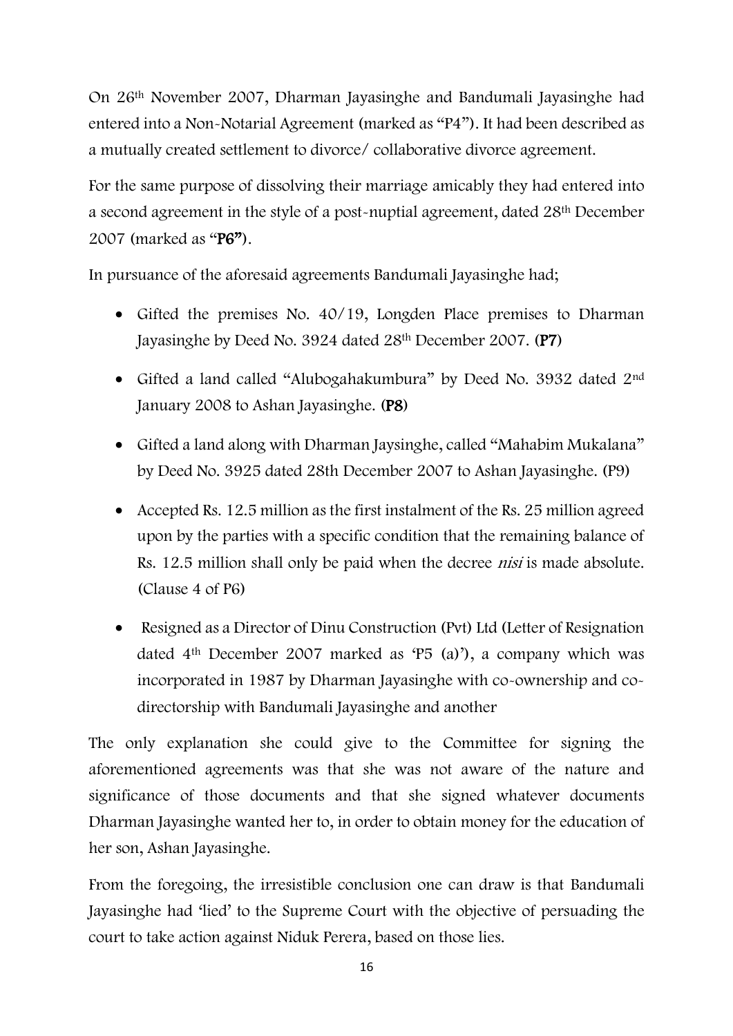On 26th November 2007, Dharman Jayasinghe and Bandumali Jayasinghe had entered into a Non-Notarial Agreement (marked as "P4"). It had been described as a mutually created settlement to divorce/ collaborative divorce agreement.

For the same purpose of dissolving their marriage amicably they had entered into a second agreement in the style of a post-nuptial agreement, dated 28th December 2007 (marked as "**P6"**).

In pursuance of the aforesaid agreements Bandumali Jayasinghe had;

- Gifted the premises No. 40/19, Longden Place premises to Dharman Jayasinghe by Deed No. 3924 dated 28th December 2007. **(P7)**
- Gifted a land called "Alubogahakumbura" by Deed No. 3932 dated 2nd January 2008 to Ashan Jayasinghe. **(P8)**
- Gifted a land along with Dharman Jaysinghe, called "Mahabim Mukalana" by Deed No. 3925 dated 28th December 2007 to Ashan Jayasinghe. (P9)
- Accepted Rs. 12.5 million as the first instalment of the Rs. 25 million agreed upon by the parties with a specific condition that the remaining balance of Rs. 12.5 million shall only be paid when the decree *nisi* is made absolute. (Clause 4 of P6)
- Resigned as a Director of Dinu Construction (Pvt) Ltd (Letter of Resignation dated 4th December 2007 marked as 'P5 (a)'), a company which was incorporated in 1987 by Dharman Jayasinghe with co-ownership and co-directorship with Bandumali Jayasinghe and another

The only explanation she could give to the Committee for signing the aforementioned agreements was that she was not aware of the nature and significance of those documents and that she signed whatever documents Dharman Jayasinghe wanted her to, in order to obtain money for the education of her son, Ashan Jayasinghe.

From the foregoing, the irresistible conclusion one can draw is that Bandumali Jayasinghe had 'lied' to the Supreme Court with the objective of persuading the court to take action against Niduk Perera, based on those lies.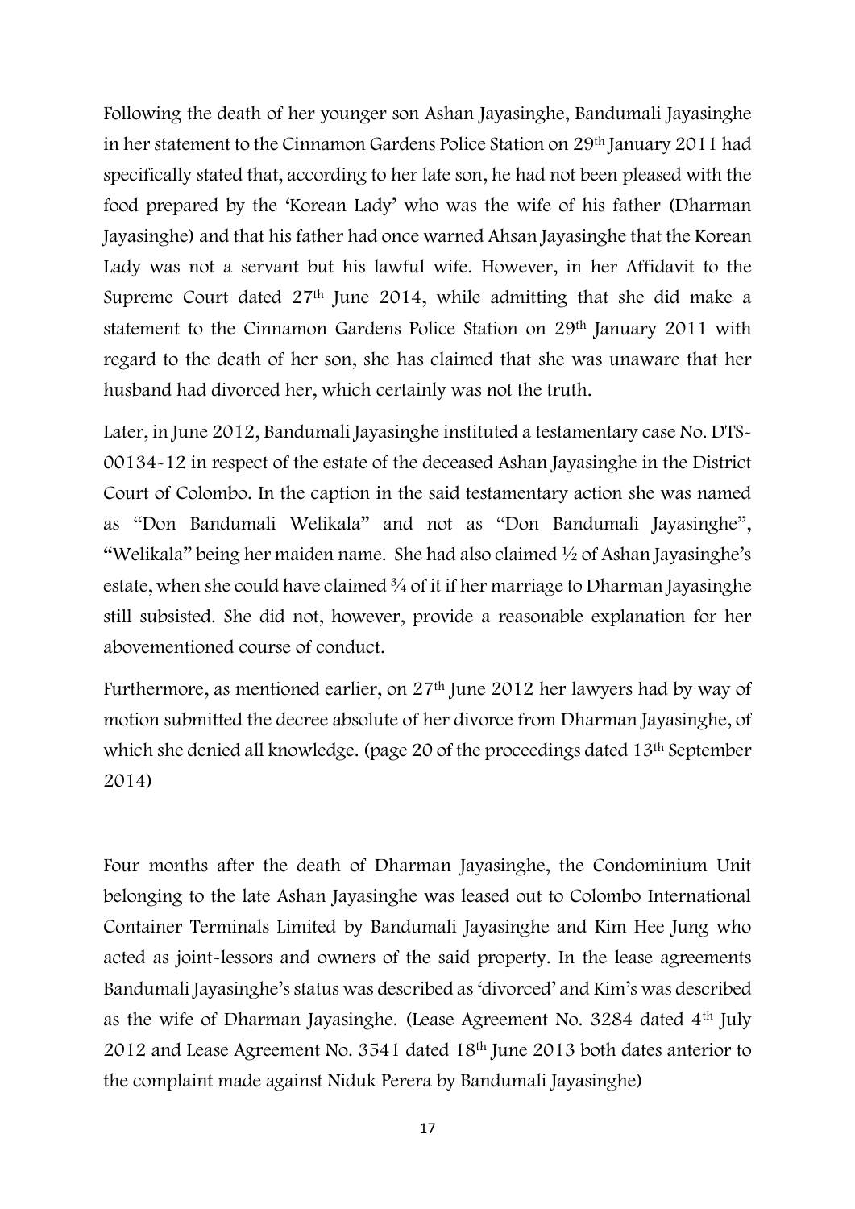Following the death of her younger son Ashan Jayasinghe, Bandumali Jayasinghe in her statement to the Cinnamon Gardens Police Station on 29th January 2011 had specifically stated that, according to her late son, he had not been pleased with the food prepared by the 'Korean Lady' who was the wife of his father (Dharman Jayasinghe) and that his father had once warned Ahsan Jayasinghe that the Korean Lady was not a servant but his lawful wife. However, in her Affidavit to the Supreme Court dated 27th June 2014, while admitting that she did make a statement to the Cinnamon Gardens Police Station on 29th January 2011 with regard to the death of her son, she has claimed that she was unaware that her husband had divorced her, which certainly was not the truth.

Later, in June 2012, Bandumali Jayasinghe instituted a testamentary case No. DTS-00134-12 in respect of the estate of the deceased Ashan Jayasinghe in the District Court of Colombo. In the caption in the said testamentary action she was named as "Don Bandumali Welikala" and not as "Don Bandumali Jayasinghe", "Welikala" being her maiden name. She had also claimed ½ of Ashan Jayasinghe's estate, when she could have claimed ¾ of it if her marriage to Dharman Jayasinghe still subsisted. She did not, however, provide a reasonable explanation for her abovementioned course of conduct.

Furthermore, as mentioned earlier, on 27th June 2012 her lawyers had by way of motion submitted the decree absolute of her divorce from Dharman Jayasinghe, of which she denied all knowledge. (page 20 of the proceedings dated 13th September 2014)

Four months after the death of Dharman Jayasinghe, the Condominium Unit belonging to the late Ashan Jayasinghe was leased out to Colombo International Container Terminals Limited by Bandumali Jayasinghe and Kim Hee Jung who acted as joint-lessors and owners of the said property. In the lease agreements Bandumali Jayasinghe's status was described as 'divorced' and Kim's was described as the wife of Dharman Jayasinghe. (Lease Agreement No. 3284 dated 4th July 2012 and Lease Agreement No. 3541 dated 18th June 2013 both dates anterior to the complaint made against Niduk Perera by Bandumali Jayasinghe)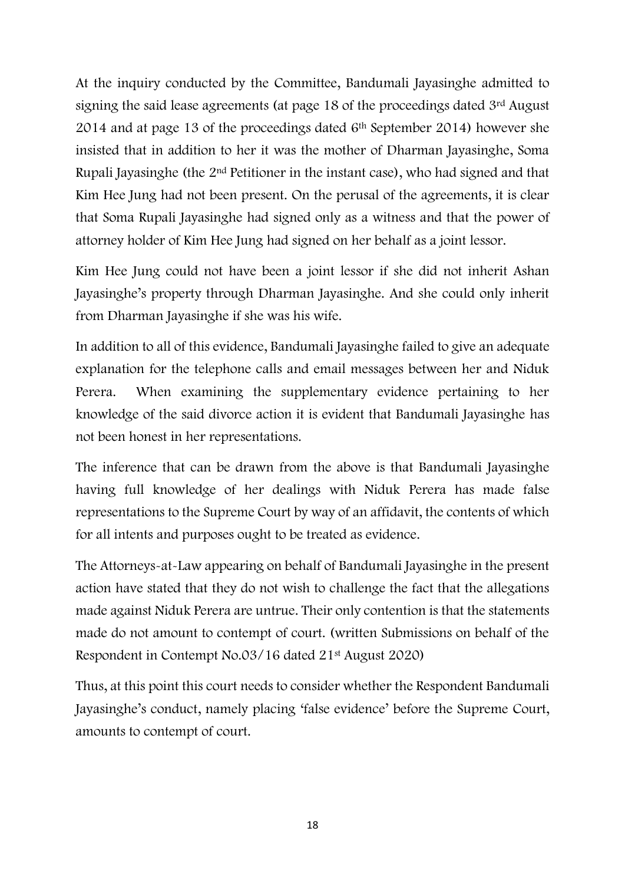At the inquiry conducted by the Committee, Bandumali Jayasinghe admitted to signing the said lease agreements (at page 18 of the proceedings dated 3rd August 2014 and at page 13 of the proceedings dated 6th September 2014) however she insisted that in addition to her it was the mother of Dharman Jayasinghe, Soma Rupali Jayasinghe (the 2nd Petitioner in the instant case), who had signed and that Kim Hee Jung had not been present. On the perusal of the agreements, it is clear that Soma Rupali Jayasinghe had signed only as a witness and that the power of attorney holder of Kim Hee Jung had signed on her behalf as a joint lessor.

Kim Hee Jung could not have been a joint lessor if she did not inherit Ashan Jayasinghe's property through Dharman Jayasinghe. And she could only inherit from Dharman Jayasinghe if she was his wife.

In addition to all of this evidence, Bandumali Jayasinghe failed to give an adequate explanation for the telephone calls and email messages between her and Niduk Perera. When examining the supplementary evidence pertaining to her knowledge of the said divorce action it is evident that Bandumali Jayasinghe has not been honest in her representations.

The inference that can be drawn from the above is that Bandumali Jayasinghe having full knowledge of her dealings with Niduk Perera has made false representations to the Supreme Court by way of an affidavit, the contents of which for all intents and purposes ought to be treated as evidence.

The Attorneys-at-Law appearing on behalf of Bandumali Jayasinghe in the present action have stated that they do not wish to challenge the fact that the allegations made against Niduk Perera are untrue. Their only contention is that the statements made do not amount to contempt of court. (written Submissions on behalf of the Respondent in Contempt No.03/16 dated 21st August 2020)

Thus, at this point this court needs to consider whether the Respondent Bandumali Jayasinghe's conduct, namely placing 'false evidence' before the Supreme Court, amounts to contempt of court.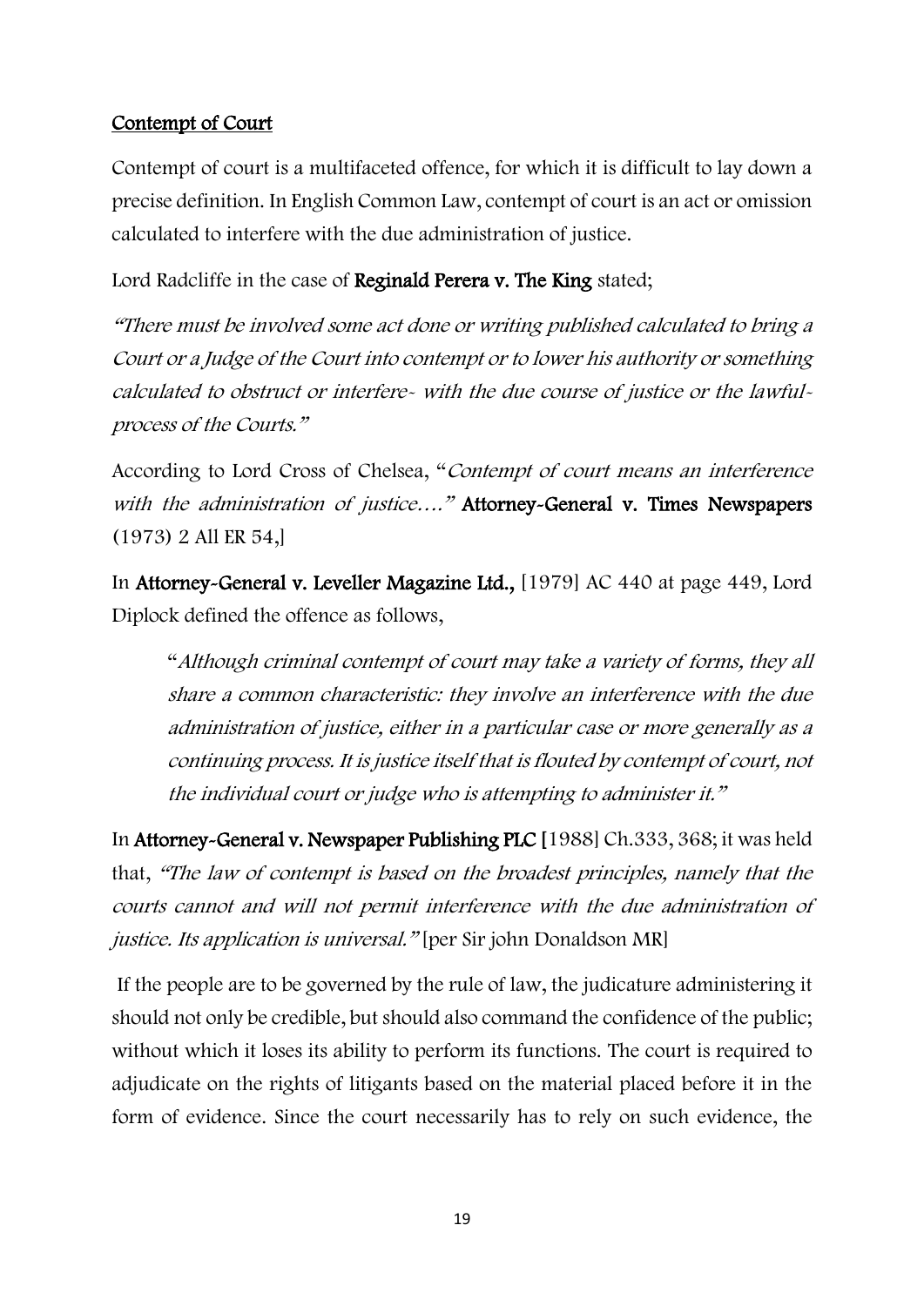## Contempt of Court

Contempt of court is a multifaceted offence, for which it is difficult to lay down a precise definition. In English Common Law, contempt of court is an act or omission calculated to interfere with the due administration of justice.

Lord Radcliffe in the case of **Reginald Perera v. The King** stated;

*"There must be involved some act done or writing published calculated to bring a Court or a Judge of the Court into contempt or to lower his authority or something calculated to obstruct or interfere- with the due course of justice or the lawful-process of the Courts."*

According to Lord Cross of Chelsea, "*Contempt of court means an interference with the administration of justice….*" **Attorney-General v. Times Newspapers** (1973) 2 All ER 54,]

In **Attorney-General v. Leveller Magazine Ltd.,** [1979] AC 440 at page 449, Lord Diplock defined the offence as follows,

> "*Although criminal contempt of court may take a variety of forms, they all share a common characteristic: they involve an interference with the due administration of justice, either in a particular case or more generally as a continuing process. It is justice itself that is flouted by contempt of court, not the individual court or judge who is attempting to administer it.*"

In **Attorney-General v. Newspaper Publishing PLC [**1988] Ch.333, 368; it was held that, *"The law of contempt is based on the broadest principles, namely that the courts cannot and will not permit interference with the due administration of justice. Its application is universal."* [per Sir john Donaldson MR]

If the people are to be governed by the rule of law, the judicature administering it should not only be credible, but should also command the confidence of the public; without which it loses its ability to perform its functions. The court is required to adjudicate on the rights of litigants based on the material placed before it in the form of evidence. Since the court necessarily has to rely on such evidence, the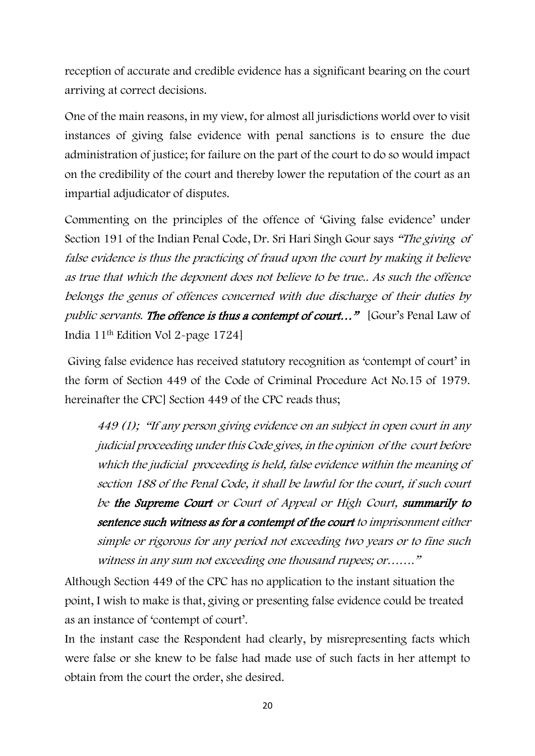reception of accurate and credible evidence has a significant bearing on the court arriving at correct decisions.

One of the main reasons, in my view, for almost all jurisdictions world over to visit instances of giving false evidence with penal sanctions is to ensure the due administration of justice; for failure on the part of the court to do so would impact on the credibility of the court and thereby lower the reputation of the court as an impartial adjudicator of disputes.

Commenting on the principles of the offence of 'Giving false evidence' under Section 191 of the Indian Penal Code, Dr. Sri Hari Singh Gour says *"The giving of false evidence is thus the practicing of fraud upon the court by making it believe as true that which the deponent does not believe to be true.. As such the offence belongs the genus of offences concerned with due discharge of their duties by public servants.* ***The offence is thus a contempt of court…"*** [Gour's Penal Law of India 11th Edition Vol 2-page 1724]

Giving false evidence has received statutory recognition as 'contempt of court' in the form of Section 449 of the Code of Criminal Procedure Act No.15 of 1979. hereinafter the CPC] Section 449 of the CPC reads thus;

> *449 (1); "If any person giving evidence on an subject in open court in any judicial proceeding under this Code gives, in the opinion of the court before which the judicial proceeding is held, false evidence within the meaning of section 188 of the Penal Code, it shall be lawful for the court, if such court be* ***the Supreme Court*** *or Court of Appeal or High Court,* ***summarily to sentence such witness as for a contempt of the court*** *to imprisonment either simple or rigorous for any period not exceeding two years or to fine such witness in any sum not exceeding one thousand rupees; or……."*

Although Section 449 of the CPC has no application to the instant situation the point, I wish to make is that, giving or presenting false evidence could be treated as an instance of 'contempt of court'.

In the instant case the Respondent had clearly, by misrepresenting facts which were false or she knew to be false had made use of such facts in her attempt to obtain from the court the order, she desired.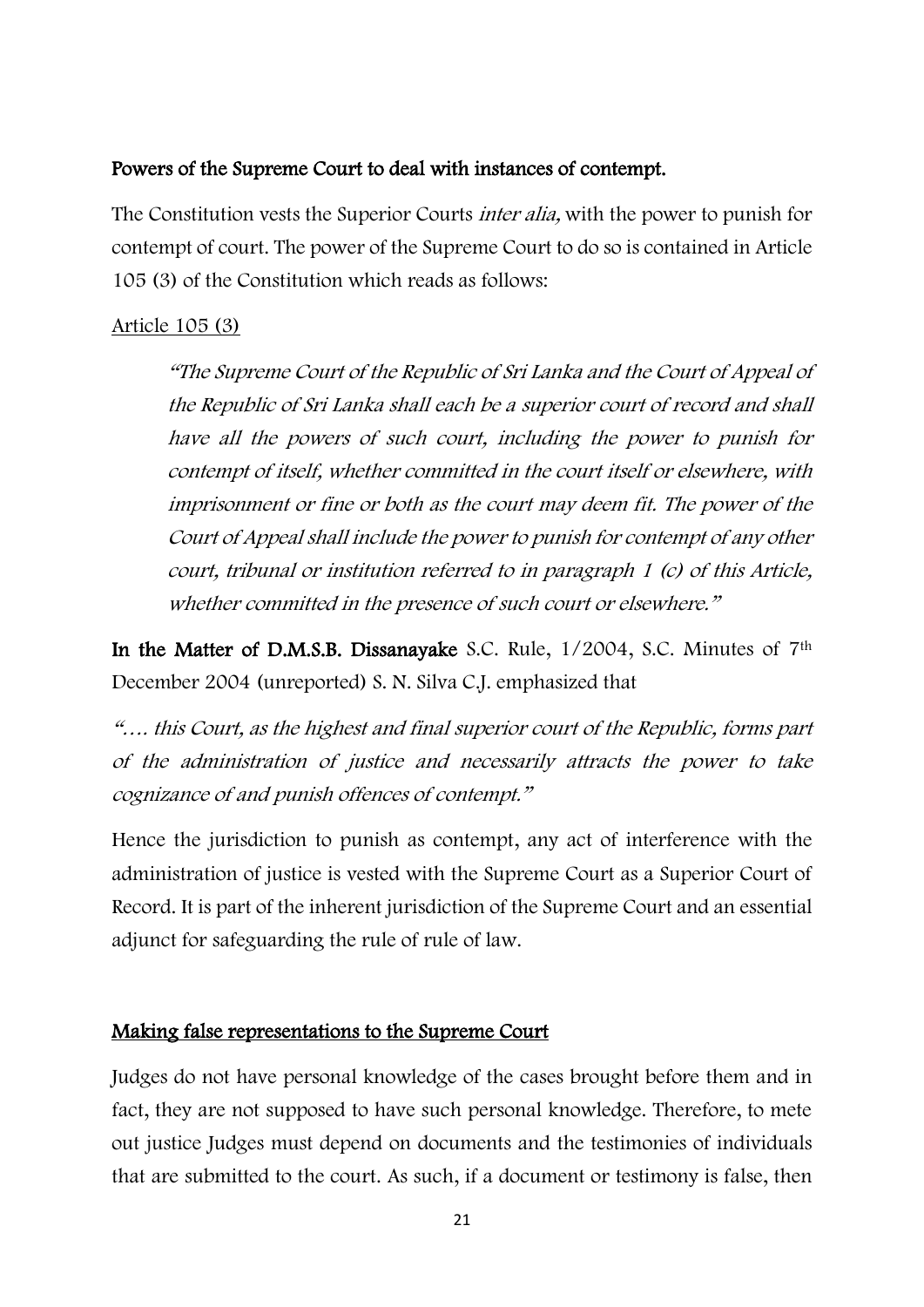**Powers of the Supreme Court to deal with instances of contempt.**

The Constitution vests the Superior Courts *inter alia,* with the power to punish for contempt of court. The power of the Supreme Court to do so is contained in Article 105 (3) of the Constitution which reads as follows:

Article 105 (3)

> *"The Supreme Court of the Republic of Sri Lanka and the Court of Appeal of the Republic of Sri Lanka shall each be a superior court of record and shall have all the powers of such court, including the power to punish for contempt of itself, whether committed in the court itself or elsewhere, with imprisonment or fine or both as the court may deem fit. The power of the Court of Appeal shall include the power to punish for contempt of any other court, tribunal or institution referred to in paragraph 1 (c) of this Article, whether committed in the presence of such court or elsewhere."*

**In the Matter of D.M.S.B. Dissanayake** S.C. Rule, 1/2004, S.C. Minutes of 7th December 2004 (unreported) S. N. Silva C.J. emphasized that

*"…. this Court, as the highest and final superior court of the Republic, forms part of the administration of justice and necessarily attracts the power to take cognizance of and punish offences of contempt."*

Hence the jurisdiction to punish as contempt, any act of interference with the administration of justice is vested with the Supreme Court as a Superior Court of Record. It is part of the inherent jurisdiction of the Supreme Court and an essential adjunct for safeguarding the rule of rule of law.

**Making false representations to the Supreme Court**

Judges do not have personal knowledge of the cases brought before them and in fact, they are not supposed to have such personal knowledge. Therefore, to mete out justice Judges must depend on documents and the testimonies of individuals that are submitted to the court. As such, if a document or testimony is false, then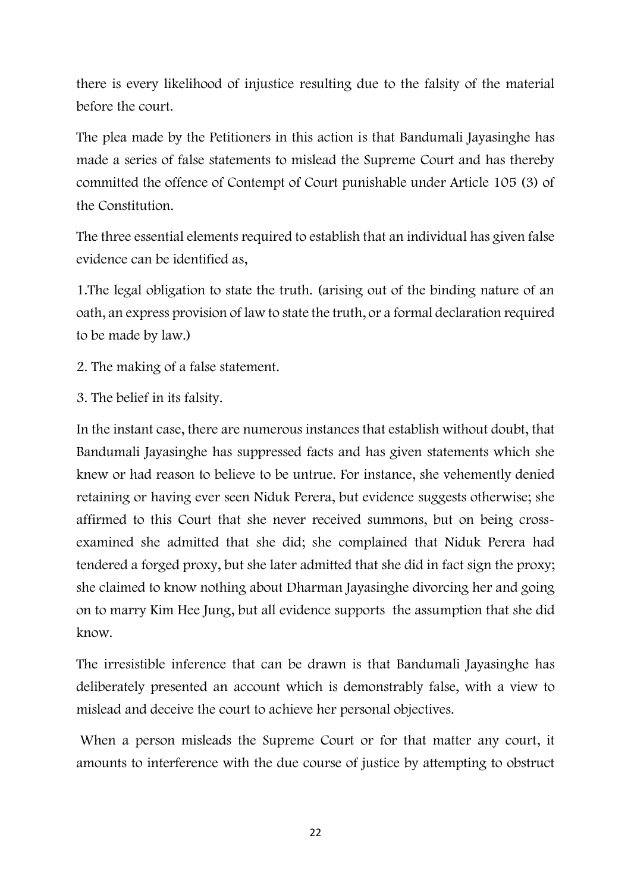there is every likelihood of injustice resulting due to the falsity of the material before the court.

The plea made by the Petitioners in this action is that Bandumali Jayasinghe has made a series of false statements to mislead the Supreme Court and has thereby committed the offence of Contempt of Court punishable under Article 105 (3) of the Constitution.

The three essential elements required to establish that an individual has given false evidence can be identified as,

1.The legal obligation to state the truth. (arising out of the binding nature of an oath, an express provision of law to state the truth, or a formal declaration required to be made by law.)

2. The making of a false statement.

3. The belief in its falsity.

In the instant case, there are numerous instances that establish without doubt, that Bandumali Jayasinghe has suppressed facts and has given statements which she knew or had reason to believe to be untrue. For instance, she vehemently denied retaining or having ever seen Niduk Perera, but evidence suggests otherwise; she affirmed to this Court that she never received summons, but on being cross-examined she admitted that she did; she complained that Niduk Perera had tendered a forged proxy, but she later admitted that she did in fact sign the proxy; she claimed to know nothing about Dharman Jayasinghe divorcing her and going on to marry Kim Hee Jung, but all evidence supports the assumption that she did know.

The irresistible inference that can be drawn is that Bandumali Jayasinghe has deliberately presented an account which is demonstrably false, with a view to mislead and deceive the court to achieve her personal objectives.

When a person misleads the Supreme Court or for that matter any court, it amounts to interference with the due course of justice by attempting to obstruct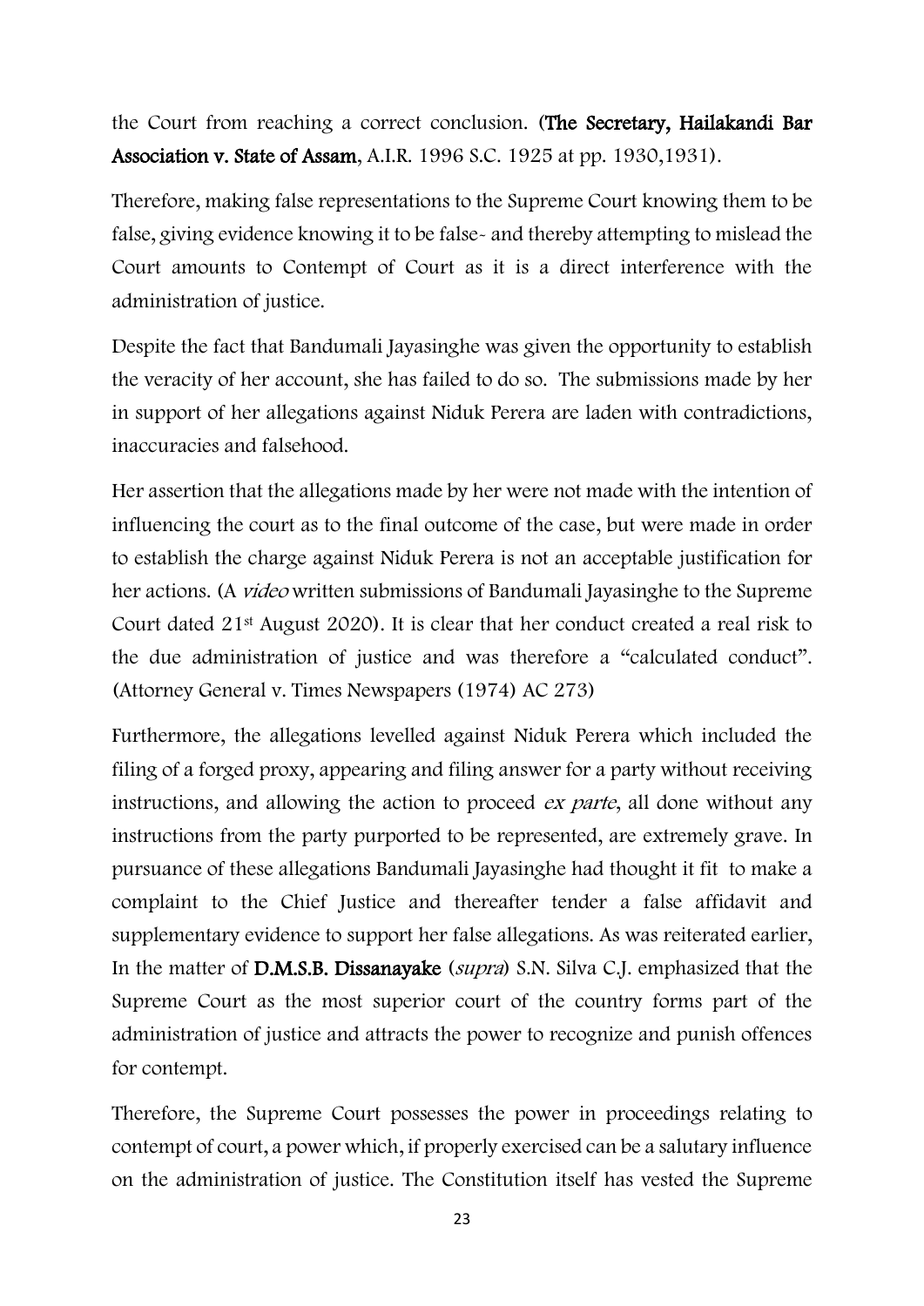the Court from reaching a correct conclusion. (**The Secretary, Hailakandi Bar Association v. State of Assam**, A.I.R. 1996 S.C. 1925 at pp. 1930,1931).

Therefore, making false representations to the Supreme Court knowing them to be false, giving evidence knowing it to be false- and thereby attempting to mislead the Court amounts to Contempt of Court as it is a direct interference with the administration of justice.

Despite the fact that Bandumali Jayasinghe was given the opportunity to establish the veracity of her account, she has failed to do so. The submissions made by her in support of her allegations against Niduk Perera are laden with contradictions, inaccuracies and falsehood.

Her assertion that the allegations made by her were not made with the intention of influencing the court as to the final outcome of the case, but were made in order to establish the charge against Niduk Perera is not an acceptable justification for her actions. (A *video* written submissions of Bandumali Jayasinghe to the Supreme Court dated 21st August 2020). It is clear that her conduct created a real risk to the due administration of justice and was therefore a "calculated conduct". (Attorney General v. Times Newspapers (1974) AC 273)

Furthermore, the allegations levelled against Niduk Perera which included the filing of a forged proxy, appearing and filing answer for a party without receiving instructions, and allowing the action to proceed *ex parte*, all done without any instructions from the party purported to be represented, are extremely grave. In pursuance of these allegations Bandumali Jayasinghe had thought it fit to make a complaint to the Chief Justice and thereafter tender a false affidavit and supplementary evidence to support her false allegations. As was reiterated earlier, In the matter of **D.M.S.B. Dissanayake** (*supra*) S.N. Silva C.J. emphasized that the Supreme Court as the most superior court of the country forms part of the administration of justice and attracts the power to recognize and punish offences for contempt.

Therefore, the Supreme Court possesses the power in proceedings relating to contempt of court, a power which, if properly exercised can be a salutary influence on the administration of justice. The Constitution itself has vested the Supreme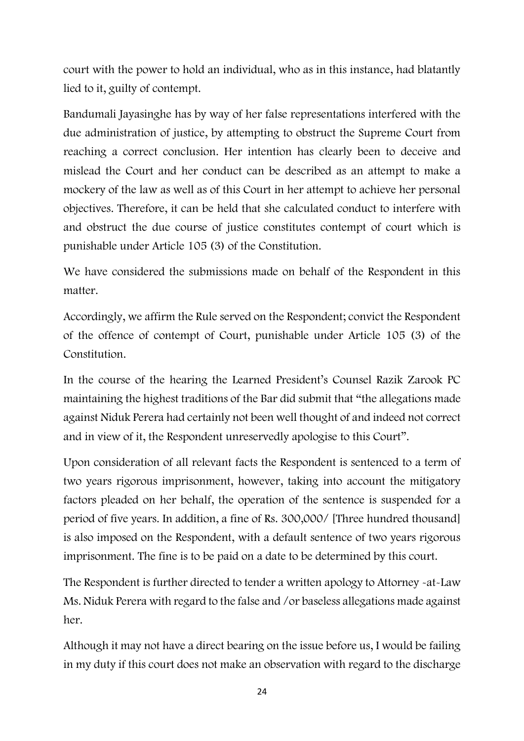court with the power to hold an individual, who as in this instance, had blatantly lied to it, guilty of contempt.

Bandumali Jayasinghe has by way of her false representations interfered with the due administration of justice, by attempting to obstruct the Supreme Court from reaching a correct conclusion. Her intention has clearly been to deceive and mislead the Court and her conduct can be described as an attempt to make a mockery of the law as well as of this Court in her attempt to achieve her personal objectives. Therefore, it can be held that she calculated conduct to interfere with and obstruct the due course of justice constitutes contempt of court which is punishable under Article 105 (3) of the Constitution.

We have considered the submissions made on behalf of the Respondent in this matter.

Accordingly, we affirm the Rule served on the Respondent; convict the Respondent of the offence of contempt of Court, punishable under Article 105 (3) of the Constitution.

In the course of the hearing the Learned President's Counsel Razik Zarook PC maintaining the highest traditions of the Bar did submit that "the allegations made against Niduk Perera had certainly not been well thought of and indeed not correct and in view of it, the Respondent unreservedly apologise to this Court".

Upon consideration of all relevant facts the Respondent is sentenced to a term of two years rigorous imprisonment, however, taking into account the mitigatory factors pleaded on her behalf, the operation of the sentence is suspended for a period of five years. In addition, a fine of Rs. 300,000/ [Three hundred thousand] is also imposed on the Respondent, with a default sentence of two years rigorous imprisonment. The fine is to be paid on a date to be determined by this court.

The Respondent is further directed to tender a written apology to Attorney -at-Law Ms. Niduk Perera with regard to the false and /or baseless allegations made against her.

Although it may not have a direct bearing on the issue before us, I would be failing in my duty if this court does not make an observation with regard to the discharge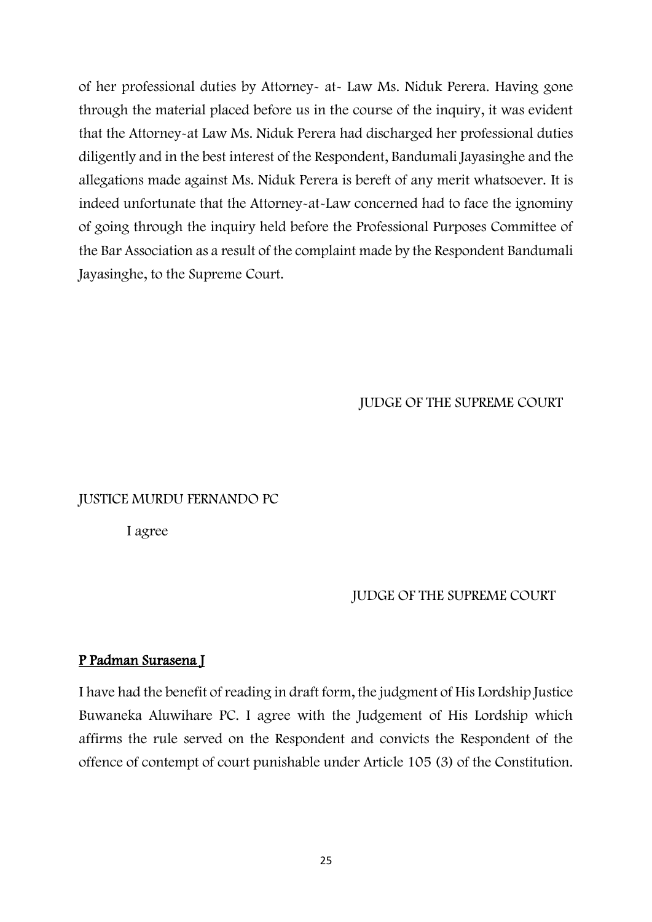of her professional duties by Attorney- at- Law Ms. Niduk Perera. Having gone through the material placed before us in the course of the inquiry, it was evident that the Attorney-at Law Ms. Niduk Perera had discharged her professional duties diligently and in the best interest of the Respondent, Bandumali Jayasinghe and the allegations made against Ms. Niduk Perera is bereft of any merit whatsoever. It is indeed unfortunate that the Attorney-at-Law concerned had to face the ignominy of going through the inquiry held before the Professional Purposes Committee of the Bar Association as a result of the complaint made by the Respondent Bandumali Jayasinghe, to the Supreme Court.

JUDGE OF THE SUPREME COURT

JUSTICE MURDU FERNANDO PC

I agree

JUDGE OF THE SUPREME COURT

**P Padman Surasena J**

I have had the benefit of reading in draft form, the judgment of His Lordship Justice Buwaneka Aluwihare PC. I agree with the Judgement of His Lordship which affirms the rule served on the Respondent and convicts the Respondent of the offence of contempt of court punishable under Article 105 (3) of the Constitution.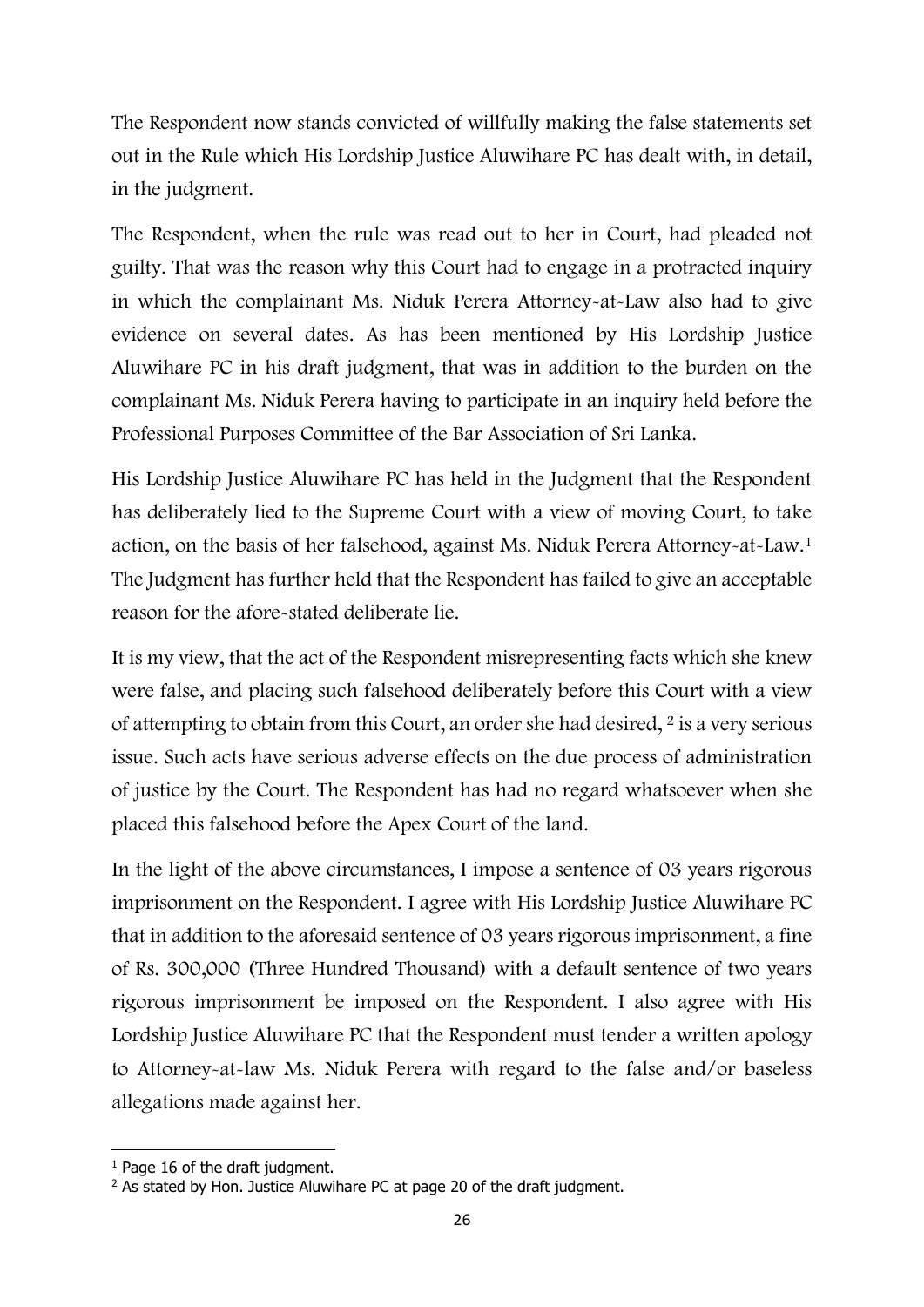The Respondent now stands convicted of willfully making the false statements set out in the Rule which His Lordship Justice Aluwihare PC has dealt with, in detail, in the judgment.

The Respondent, when the rule was read out to her in Court, had pleaded not guilty. That was the reason why this Court had to engage in a protracted inquiry in which the complainant Ms. Niduk Perera Attorney-at-Law also had to give evidence on several dates. As has been mentioned by His Lordship Justice Aluwihare PC in his draft judgment, that was in addition to the burden on the complainant Ms. Niduk Perera having to participate in an inquiry held before the Professional Purposes Committee of the Bar Association of Sri Lanka.

His Lordship Justice Aluwihare PC has held in the Judgment that the Respondent has deliberately lied to the Supreme Court with a view of moving Court, to take action, on the basis of her falsehood, against Ms. Niduk Perera Attorney-at-Law.[1] The Judgment has further held that the Respondent has failed to give an acceptable reason for the afore-stated deliberate lie.

It is my view, that the act of the Respondent misrepresenting facts which she knew were false, and placing such falsehood deliberately before this Court with a view of attempting to obtain from this Court, an order she had desired, [2] is a very serious issue. Such acts have serious adverse effects on the due process of administration of justice by the Court. The Respondent has had no regard whatsoever when she placed this falsehood before the Apex Court of the land.

In the light of the above circumstances, I impose a sentence of 03 years rigorous imprisonment on the Respondent. I agree with His Lordship Justice Aluwihare PC that in addition to the aforesaid sentence of 03 years rigorous imprisonment, a fine of Rs. 300,000 (Three Hundred Thousand) with a default sentence of two years rigorous imprisonment be imposed on the Respondent. I also agree with His Lordship Justice Aluwihare PC that the Respondent must tender a written apology to Attorney-at-law Ms. Niduk Perera with regard to the false and/or baseless allegations made against her.

---

[1] Page 16 of the draft judgment.

[2] As stated by Hon. Justice Aluwihare PC at page 20 of the draft judgment.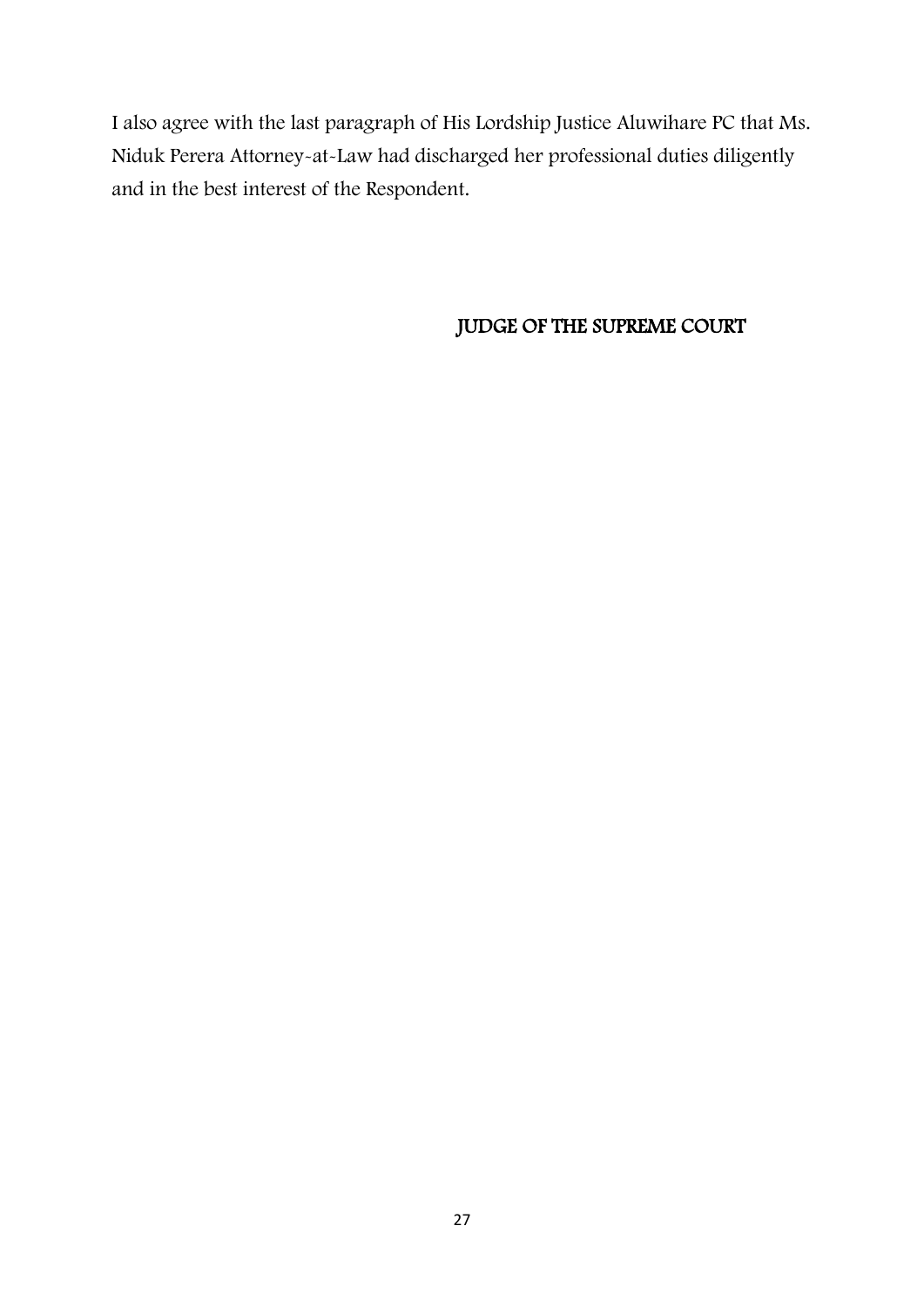I also agree with the last paragraph of His Lordship Justice Aluwihare PC that Ms. Niduk Perera Attorney-at-Law had discharged her professional duties diligently and in the best interest of the Respondent.

**JUDGE OF THE SUPREME COURT**